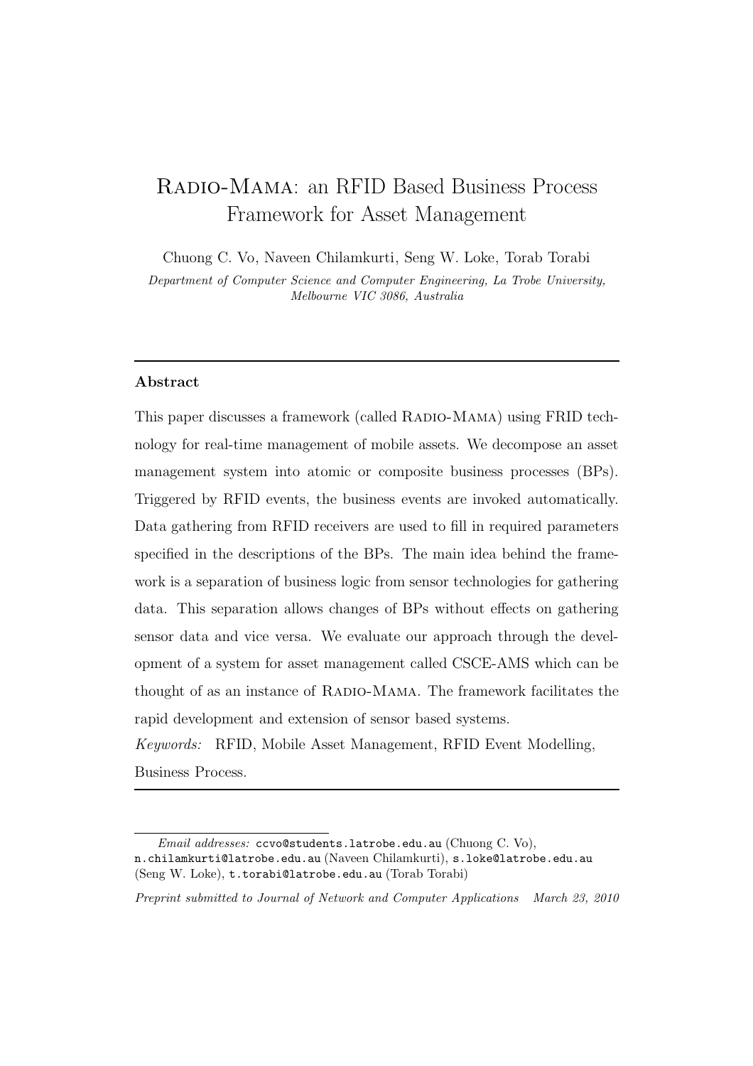# Radio-Mama: an RFID Based Business Process Framework for Asset Management

Chuong C. Vo, Naveen Chilamkurti, Seng W. Loke, Torab Torabi

*Department of Computer Science and Computer Engineering, La Trobe University, Melbourne VIC 3086, Australia*

---

## Abstract

This paper discusses a framework (called Radio-Mama) using FRID technology for real-time management of mobile assets. We decompose an asset management system into atomic or composite business processes (BPs). Triggered by RFID events, the business events are invoked automatically. Data gathering from RFID receivers are used to fill in required parameters specified in the descriptions of the BPs. The main idea behind the framework is a separation of business logic from sensor technologies for gathering data. This separation allows changes of BPs without effects on gathering sensor data and vice versa. We evaluate our approach through the development of a system for asset management called CSCE-AMS which can be thought of as an instance of Radio-Mama. The framework facilitates the rapid development and extension of sensor based systems.

*Keywords:* RFID, Mobile Asset Management, RFID Event Modelling, Business Process.

---

*Email addresses:* ccvo@students.latrobe.edu.au (Chuong C. Vo), n.chilamkurti@latrobe.edu.au (Naveen Chilamkurti), s.loke@latrobe.edu.au (Seng W. Loke), t.torabi@latrobe.edu.au (Torab Torabi)

*Preprint submitted to Journal of Network and Computer Applications March 23, 2010*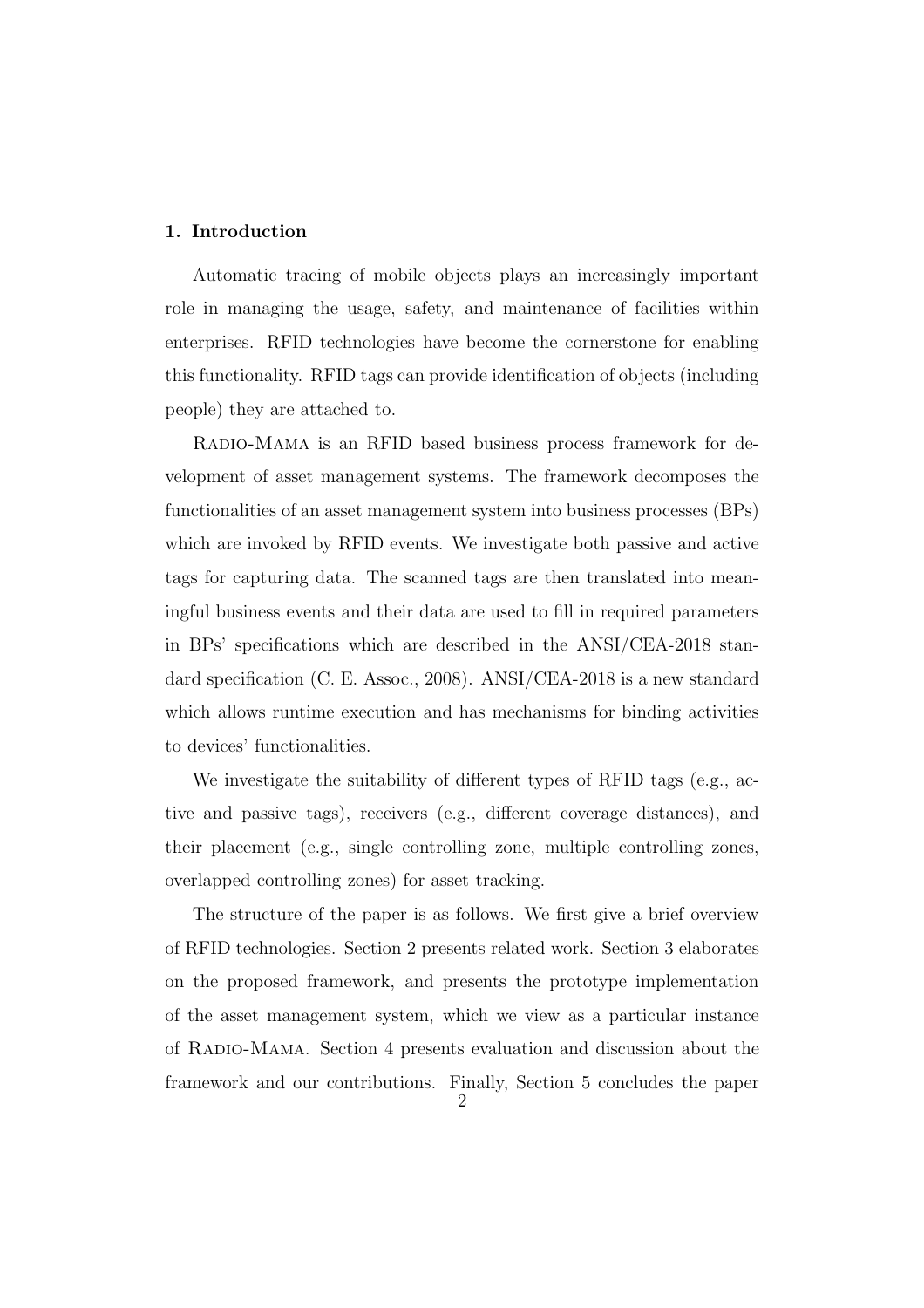## 1. Introduction

Automatic tracing of mobile objects plays an increasingly important role in managing the usage, safety, and maintenance of facilities within enterprises. RFID technologies have become the cornerstone for enabling this functionality. RFID tags can provide identification of objects (including people) they are attached to.

Radio-Mama is an RFID based business process framework for development of asset management systems. The framework decomposes the functionalities of an asset management system into business processes (BPs) which are invoked by RFID events. We investigate both passive and active tags for capturing data. The scanned tags are then translated into meaningful business events and their data are used to fill in required parameters in BPs' specifications which are described in the ANSI/CEA-2018 standard specification (C. E. Assoc., 2008). ANSI/CEA-2018 is a new standard which allows runtime execution and has mechanisms for binding activities to devices' functionalities.

We investigate the suitability of different types of RFID tags (e.g., active and passive tags), receivers (e.g., different coverage distances), and their placement (e.g., single controlling zone, multiple controlling zones, overlapped controlling zones) for asset tracking.

The structure of the paper is as follows. We first give a brief overview of RFID technologies. Section 2 presents related work. Section 3 elaborates on the proposed framework, and presents the prototype implementation of the asset management system, which we view as a particular instance of Radio-Mama. Section 4 presents evaluation and discussion about the framework and our contributions. Finally, Section 5 concludes the paper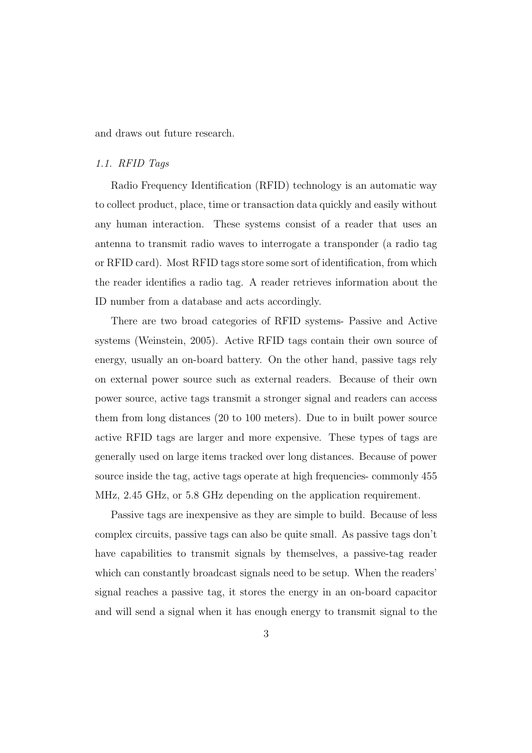and draws out future research.

### *1.1. RFID Tags*

Radio Frequency Identification (RFID) technology is an automatic way to collect product, place, time or transaction data quickly and easily without any human interaction. These systems consist of a reader that uses an antenna to transmit radio waves to interrogate a transponder (a radio tag or RFID card). Most RFID tags store some sort of identification, from which the reader identifies a radio tag. A reader retrieves information about the ID number from a database and acts accordingly.

There are two broad categories of RFID systems- Passive and Active systems (Weinstein, 2005). Active RFID tags contain their own source of energy, usually an on-board battery. On the other hand, passive tags rely on external power source such as external readers. Because of their own power source, active tags transmit a stronger signal and readers can access them from long distances (20 to 100 meters). Due to in built power source active RFID tags are larger and more expensive. These types of tags are generally used on large items tracked over long distances. Because of power source inside the tag, active tags operate at high frequencies- commonly 455 MHz, 2.45 GHz, or 5.8 GHz depending on the application requirement.

Passive tags are inexpensive as they are simple to build. Because of less complex circuits, passive tags can also be quite small. As passive tags don't have capabilities to transmit signals by themselves, a passive-tag reader which can constantly broadcast signals need to be setup. When the readers' signal reaches a passive tag, it stores the energy in an on-board capacitor and will send a signal when it has enough energy to transmit signal to the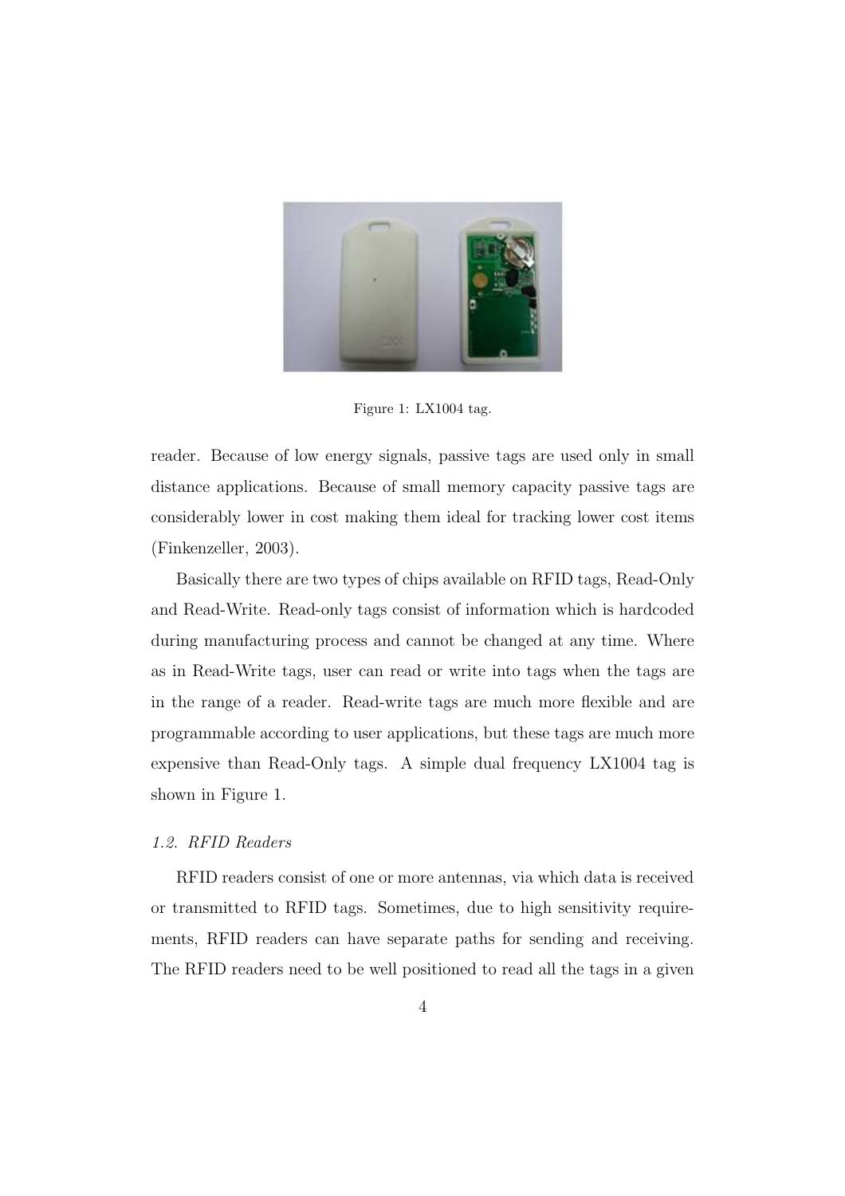Figure 1: LX1004 tag.

reader. Because of low energy signals, passive tags are used only in small distance applications. Because of small memory capacity passive tags are considerably lower in cost making them ideal for tracking lower cost items (Finkenzeller, 2003).

Basically there are two types of chips available on RFID tags, Read-Only and Read-Write. Read-only tags consist of information which is hardcoded during manufacturing process and cannot be changed at any time. Where as in Read-Write tags, user can read or write into tags when the tags are in the range of a reader. Read-write tags are much more flexible and are programmable according to user applications, but these tags are much more expensive than Read-Only tags. A simple dual frequency LX1004 tag is shown in Figure 1.

### *1.2. RFID Readers*

RFID readers consist of one or more antennas, via which data is received or transmitted to RFID tags. Sometimes, due to high sensitivity requirements, RFID readers can have separate paths for sending and receiving. The RFID readers need to be well positioned to read all the tags in a given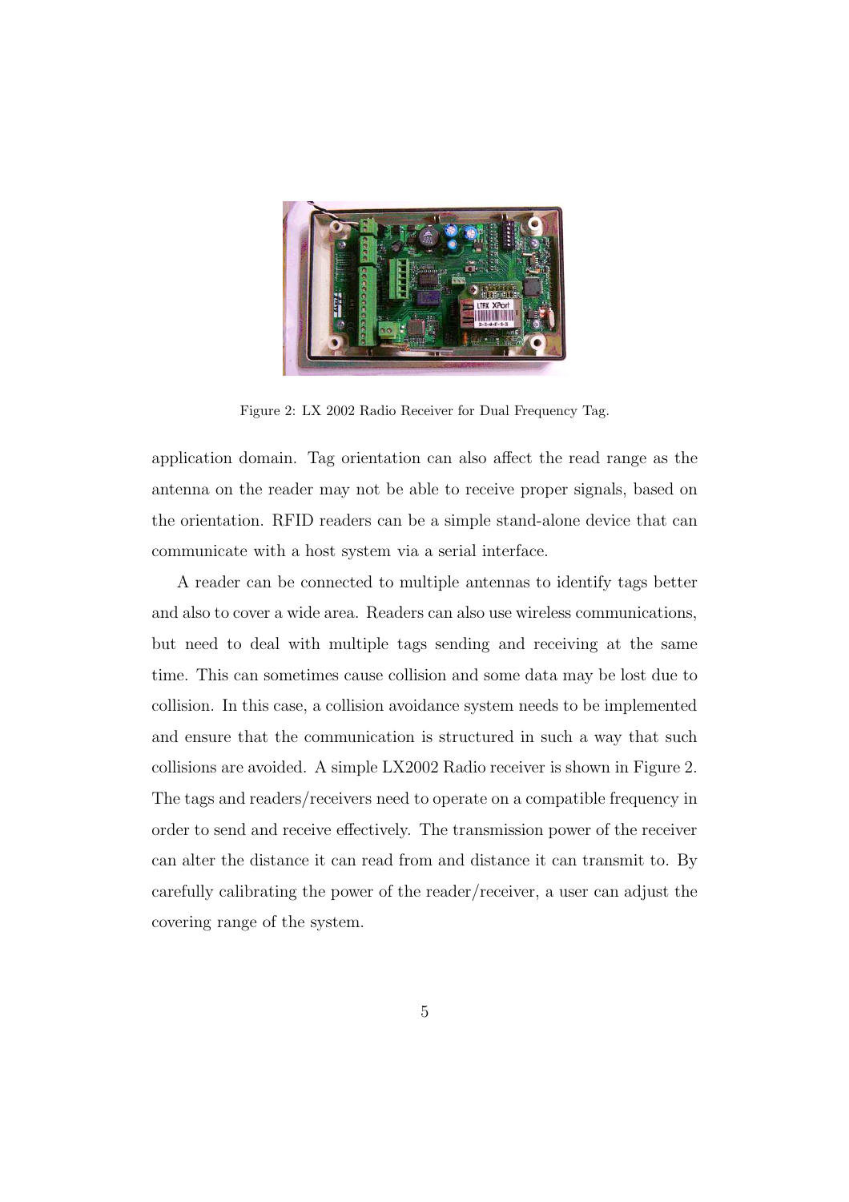Figure 2: LX 2002 Radio Receiver for Dual Frequency Tag.

application domain. Tag orientation can also affect the read range as the antenna on the reader may not be able to receive proper signals, based on the orientation. RFID readers can be a simple stand-alone device that can communicate with a host system via a serial interface.

A reader can be connected to multiple antennas to identify tags better and also to cover a wide area. Readers can also use wireless communications, but need to deal with multiple tags sending and receiving at the same time. This can sometimes cause collision and some data may be lost due to collision. In this case, a collision avoidance system needs to be implemented and ensure that the communication is structured in such a way that such collisions are avoided. A simple LX2002 Radio receiver is shown in Figure 2. The tags and readers/receivers need to operate on a compatible frequency in order to send and receive effectively. The transmission power of the receiver can alter the distance it can read from and distance it can transmit to. By carefully calibrating the power of the reader/receiver, a user can adjust the covering range of the system.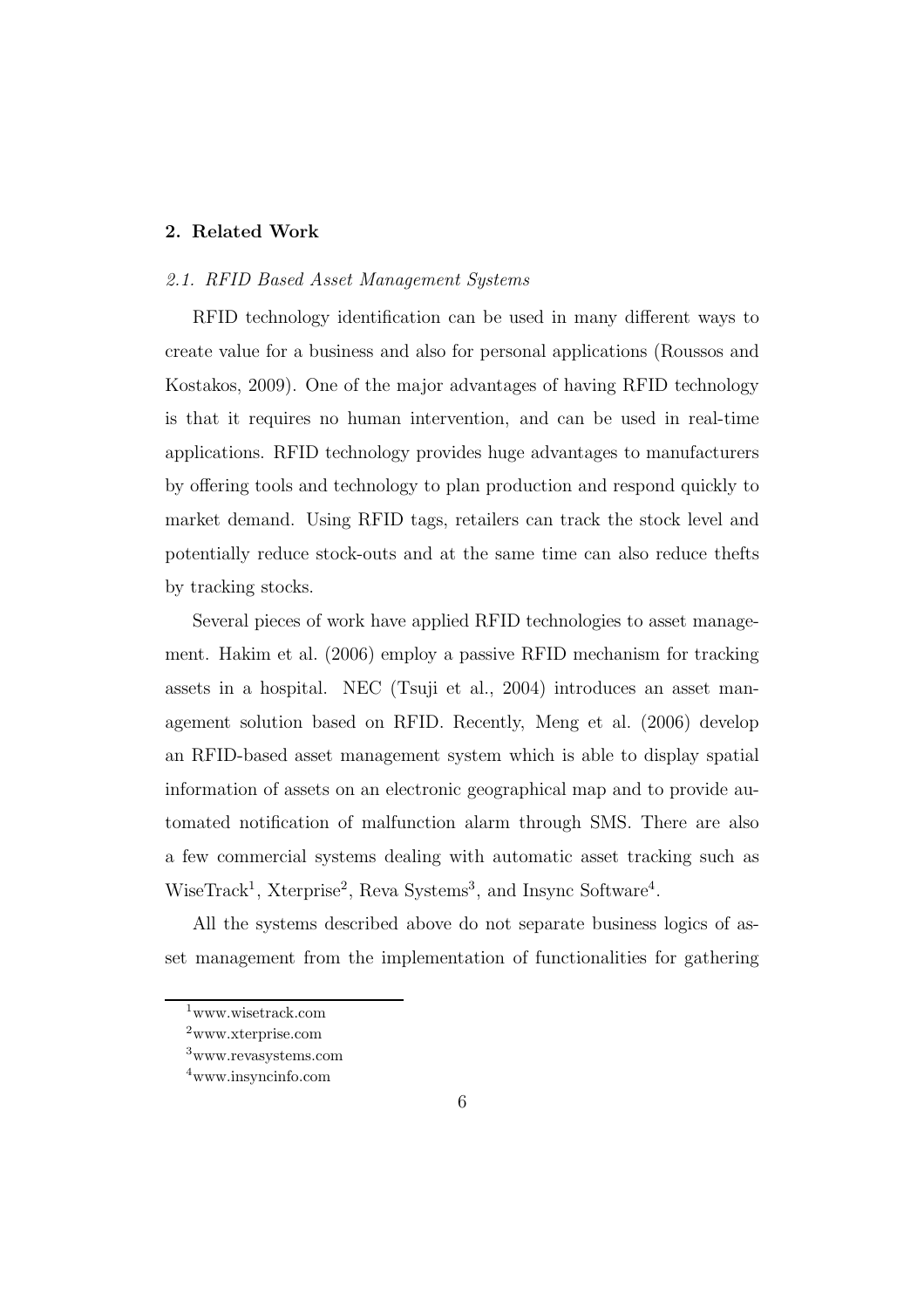## 2. Related Work

### *2.1. RFID Based Asset Management Systems*

RFID technology identification can be used in many different ways to create value for a business and also for personal applications (Roussos and Kostakos, 2009). One of the major advantages of having RFID technology is that it requires no human intervention, and can be used in real-time applications. RFID technology provides huge advantages to manufacturers by offering tools and technology to plan production and respond quickly to market demand. Using RFID tags, retailers can track the stock level and potentially reduce stock-outs and at the same time can also reduce thefts by tracking stocks.

Several pieces of work have applied RFID technologies to asset management. Hakim et al. (2006) employ a passive RFID mechanism for tracking assets in a hospital. NEC (Tsuji et al., 2004) introduces an asset management solution based on RFID. Recently, Meng et al. (2006) develop an RFID-based asset management system which is able to display spatial information of assets on an electronic geographical map and to provide automated notification of malfunction alarm through SMS. There are also a few commercial systems dealing with automatic asset tracking such as WiseTrack[1], Xterprise[2], Reva Systems[3], and Insync Software[4].

All the systems described above do not separate business logics of asset management from the implementation of functionalities for gathering

---

[1] www.wisetrack.com

[2] www.xterprise.com

[3] www.revasystems.com

[4] www.insyncinfo.com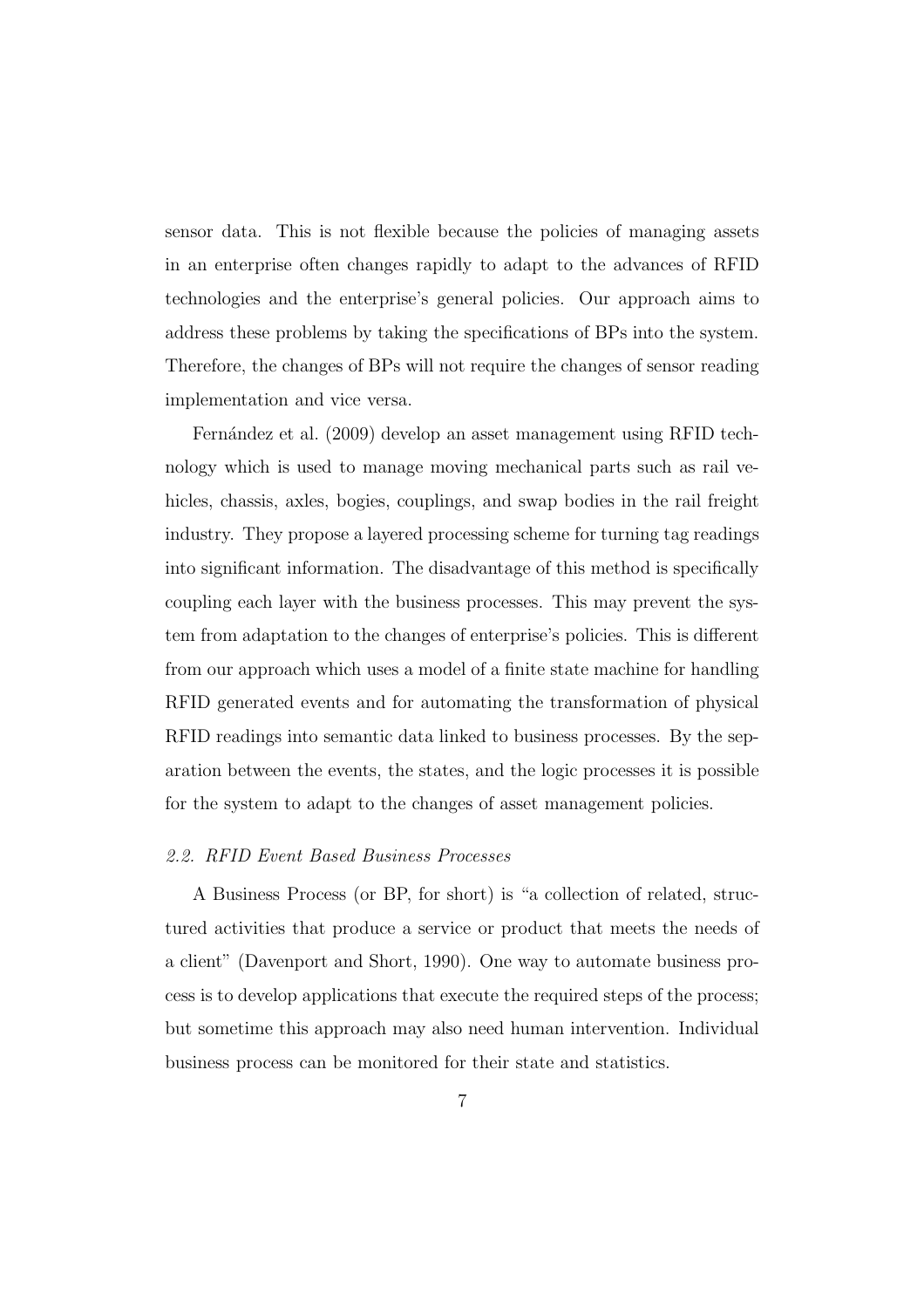sensor data. This is not flexible because the policies of managing assets in an enterprise often changes rapidly to adapt to the advances of RFID technologies and the enterprise's general policies. Our approach aims to address these problems by taking the specifications of BPs into the system. Therefore, the changes of BPs will not require the changes of sensor reading implementation and vice versa.

Fernández et al. (2009) develop an asset management using RFID technology which is used to manage moving mechanical parts such as rail vehicles, chassis, axles, bogies, couplings, and swap bodies in the rail freight industry. They propose a layered processing scheme for turning tag readings into significant information. The disadvantage of this method is specifically coupling each layer with the business processes. This may prevent the system from adaptation to the changes of enterprise's policies. This is different from our approach which uses a model of a finite state machine for handling RFID generated events and for automating the transformation of physical RFID readings into semantic data linked to business processes. By the separation between the events, the states, and the logic processes it is possible for the system to adapt to the changes of asset management policies.

### *2.2. RFID Event Based Business Processes*

A Business Process (or BP, for short) is "a collection of related, structured activities that produce a service or product that meets the needs of a client" (Davenport and Short, 1990). One way to automate business process is to develop applications that execute the required steps of the process; but sometime this approach may also need human intervention. Individual business process can be monitored for their state and statistics.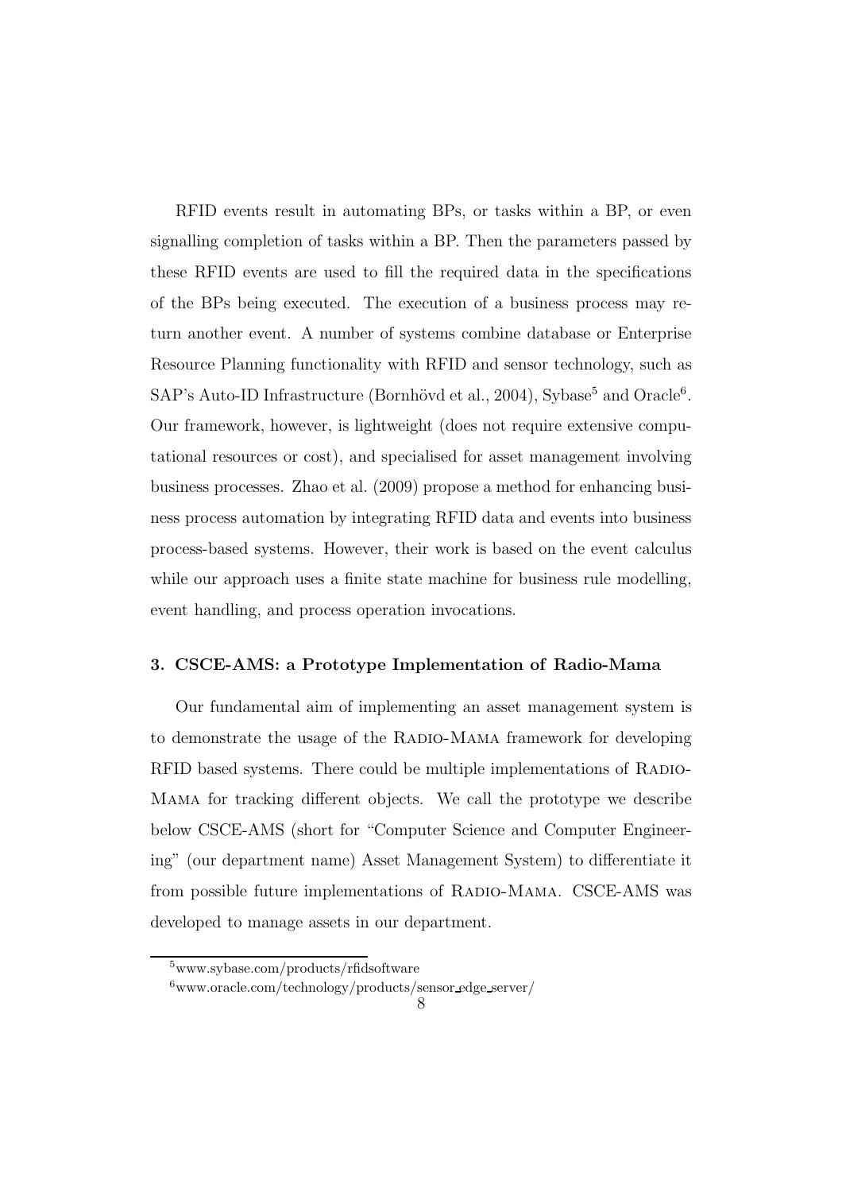RFID events result in automating BPs, or tasks within a BP, or even signalling completion of tasks within a BP. Then the parameters passed by these RFID events are used to fill the required data in the specifications of the BPs being executed. The execution of a business process may return another event. A number of systems combine database or Enterprise Resource Planning functionality with RFID and sensor technology, such as SAP's Auto-ID Infrastructure (Bornhövd et al., 2004), Sybase[5] and Oracle[6]. Our framework, however, is lightweight (does not require extensive computational resources or cost), and specialised for asset management involving business processes. Zhao et al. (2009) propose a method for enhancing business process automation by integrating RFID data and events into business process-based systems. However, their work is based on the event calculus while our approach uses a finite state machine for business rule modelling, event handling, and process operation invocations.

### 3. CSCE-AMS: a Prototype Implementation of Radio-Mama

Our fundamental aim of implementing an asset management system is to demonstrate the usage of the Radio-Mama framework for developing RFID based systems. There could be multiple implementations of Radio-Mama for tracking different objects. We call the prototype we describe below CSCE-AMS (short for "Computer Science and Computer Engineering" (our department name) Asset Management System) to differentiate it from possible future implementations of Radio-Mama. CSCE-AMS was developed to manage assets in our department.

[5] www.sybase.com/products/rfidsoftware

[6] www.oracle.com/technology/products/sensor_edge_server/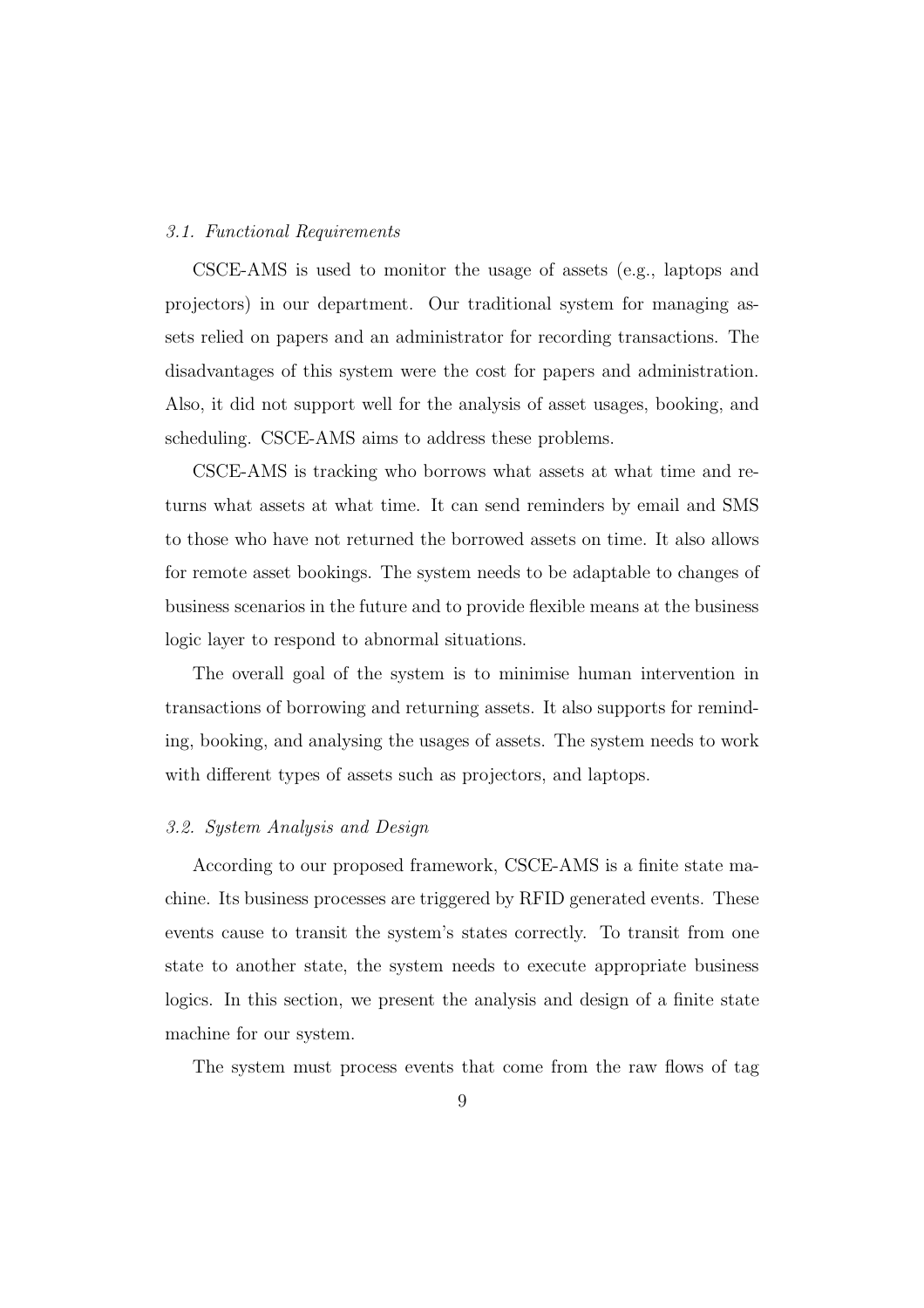### *3.1. Functional Requirements*

CSCE-AMS is used to monitor the usage of assets (e.g., laptops and projectors) in our department. Our traditional system for managing assets relied on papers and an administrator for recording transactions. The disadvantages of this system were the cost for papers and administration. Also, it did not support well for the analysis of asset usages, booking, and scheduling. CSCE-AMS aims to address these problems.

CSCE-AMS is tracking who borrows what assets at what time and returns what assets at what time. It can send reminders by email and SMS to those who have not returned the borrowed assets on time. It also allows for remote asset bookings. The system needs to be adaptable to changes of business scenarios in the future and to provide flexible means at the business logic layer to respond to abnormal situations.

The overall goal of the system is to minimise human intervention in transactions of borrowing and returning assets. It also supports for reminding, booking, and analysing the usages of assets. The system needs to work with different types of assets such as projectors, and laptops.

### *3.2. System Analysis and Design*

According to our proposed framework, CSCE-AMS is a finite state machine. Its business processes are triggered by RFID generated events. These events cause to transit the system's states correctly. To transit from one state to another state, the system needs to execute appropriate business logics. In this section, we present the analysis and design of a finite state machine for our system.

The system must process events that come from the raw flows of tag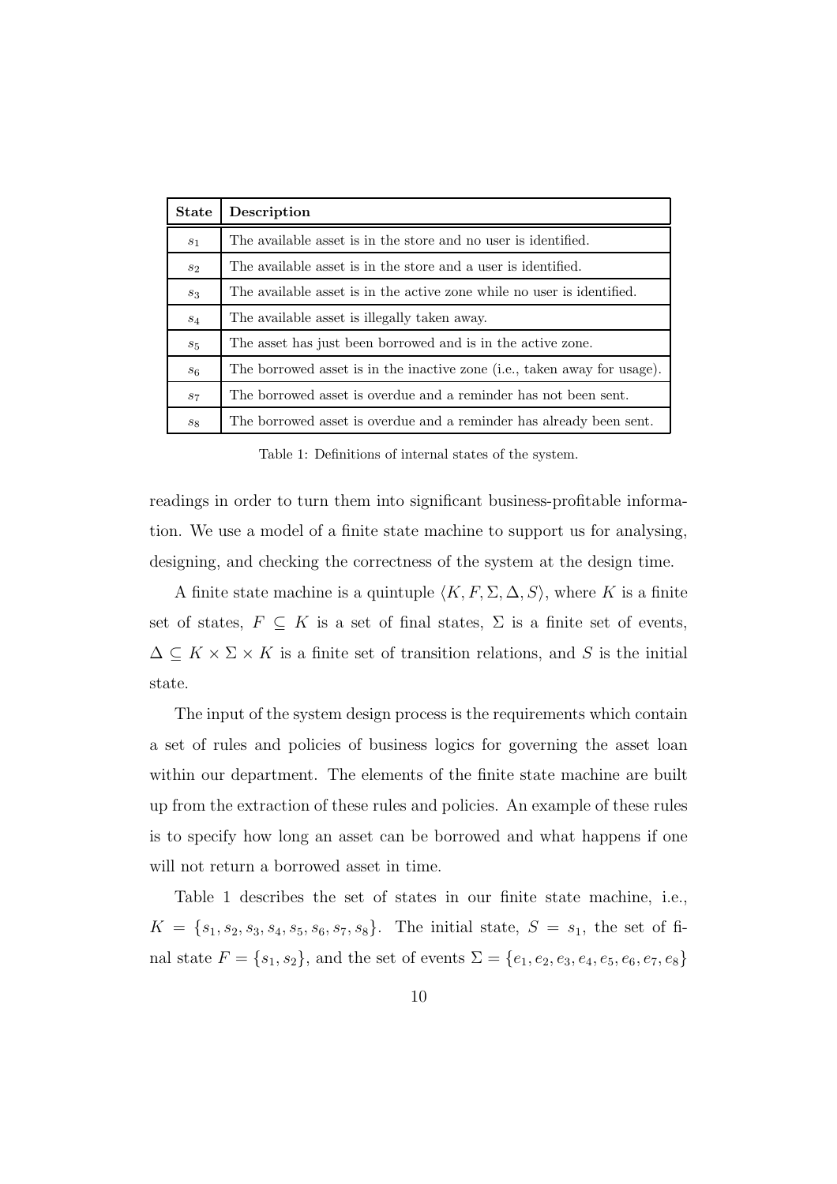| **State** | **Description** |
|---|---|
| $s_1$ | The available asset is in the store and no user is identified. |
| $s_2$ | The available asset is in the store and a user is identified. |
| $s_3$ | The available asset is in the active zone while no user is identified. |
| $s_4$ | The available asset is illegally taken away. |
| $s_5$ | The asset has just been borrowed and is in the active zone. |
| $s_6$ | The borrowed asset is in the inactive zone (i.e., taken away for usage). |
| $s_7$ | The borrowed asset is overdue and a reminder has not been sent. |
| $s_8$ | The borrowed asset is overdue and a reminder has already been sent. |

Table 1: Definitions of internal states of the system.

readings in order to turn them into significant business-profitable information. We use a model of a finite state machine to support us for analysing, designing, and checking the correctness of the system at the design time.

A finite state machine is a quintuple $\langle K, F, \Sigma, \Delta, S \rangle$, where $K$ is a finite set of states, $F \subseteq K$ is a set of final states, $\Sigma$ is a finite set of events, $\Delta \subseteq K \times \Sigma \times K$ is a finite set of transition relations, and $S$ is the initial state.

The input of the system design process is the requirements which contain a set of rules and policies of business logics for governing the asset loan within our department. The elements of the finite state machine are built up from the extraction of these rules and policies. An example of these rules is to specify how long an asset can be borrowed and what happens if one will not return a borrowed asset in time.

Table 1 describes the set of states in our finite state machine, i.e., $K = \{s_1, s_2, s_3, s_4, s_5, s_6, s_7, s_8\}$. The initial state, $S = s_1$, the set of final state $F = \{s_1, s_2\}$, and the set of events $\Sigma = \{e_1, e_2, e_3, e_4, e_5, e_6, e_7, e_8\}$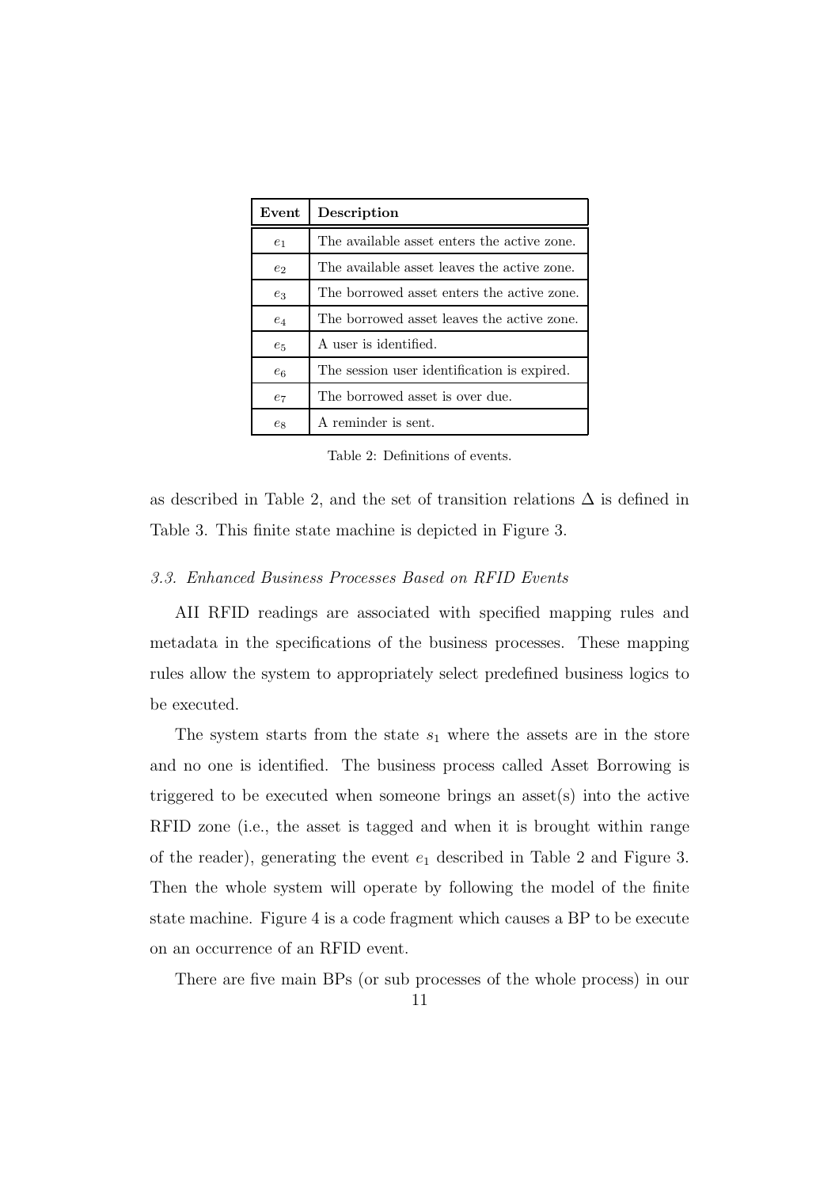| Event | Description |
|---|---|
| $e_1$ | The available asset enters the active zone. |
| $e_2$ | The available asset leaves the active zone. |
| $e_3$ | The borrowed asset enters the active zone. |
| $e_4$ | The borrowed asset leaves the active zone. |
| $e_5$ | A user is identified. |
| $e_6$ | The session user identification is expired. |
| $e_7$ | The borrowed asset is over due. |
| $e_8$ | A reminder is sent. |

Table 2: Definitions of events.

as described in Table 2, and the set of transition relations $\Delta$ is defined in Table 3. This finite state machine is depicted in Figure 3.

### *3.3. Enhanced Business Processes Based on RFID Events*

AII RFID readings are associated with specified mapping rules and metadata in the specifications of the business processes. These mapping rules allow the system to appropriately select predefined business logics to be executed.

The system starts from the state $s_1$ where the assets are in the store and no one is identified. The business process called Asset Borrowing is triggered to be executed when someone brings an asset(s) into the active RFID zone (i.e., the asset is tagged and when it is brought within range of the reader), generating the event $e_1$ described in Table 2 and Figure 3. Then the whole system will operate by following the model of the finite state machine. Figure 4 is a code fragment which causes a BP to be execute on an occurrence of an RFID event.

There are five main BPs (or sub processes of the whole process) in our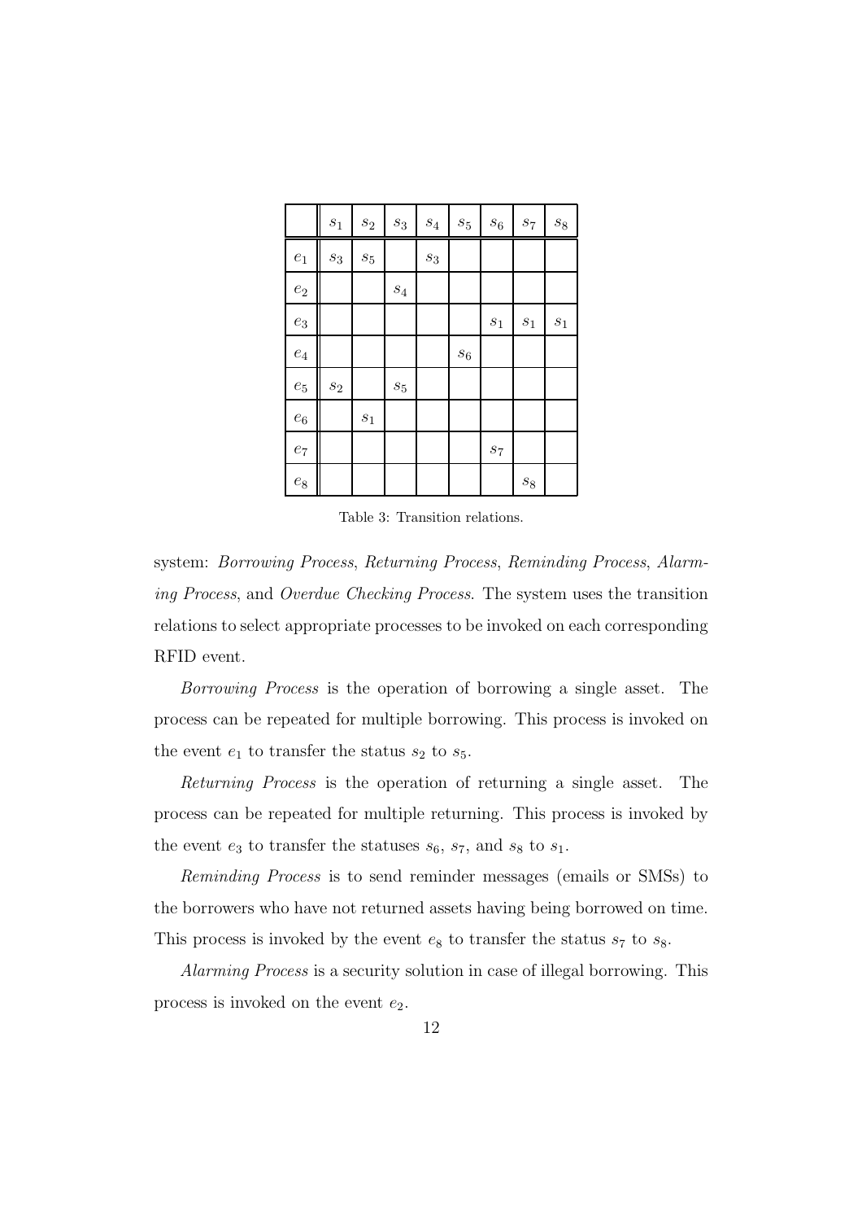| | $s_1$ | $s_2$ | $s_3$ | $s_4$ | $s_5$ | $s_6$ | $s_7$ | $s_8$ |
|---|---|---|---|---|---|---|---|---|
| $e_1$ | $s_3$ | $s_5$ | | $s_3$ | | | | |
| $e_2$ | | | $s_4$ | | | | | |
| $e_3$ | | | | | | $s_1$ | $s_1$ | $s_1$ |
| $e_4$ | | | | | $s_6$ | | | |
| $e_5$ | $s_2$ | | $s_5$ | | | | | |
| $e_6$ | | $s_1$ | | | | | | |
| $e_7$ | | | | | | $s_7$ | | |
| $e_8$ | | | | | | | $s_8$ | |

Table 3: Transition relations.

system: *Borrowing Process*, *Returning Process*, *Reminding Process*, *Alarming Process*, and *Overdue Checking Process*. The system uses the transition relations to select appropriate processes to be invoked on each corresponding RFID event.

*Borrowing Process* is the operation of borrowing a single asset. The process can be repeated for multiple borrowing. This process is invoked on the event $e_1$ to transfer the status $s_2$ to $s_5$.

*Returning Process* is the operation of returning a single asset. The process can be repeated for multiple returning. This process is invoked by the event $e_3$ to transfer the statuses $s_6$, $s_7$, and $s_8$ to $s_1$.

*Reminding Process* is to send reminder messages (emails or SMSs) to the borrowers who have not returned assets having being borrowed on time. This process is invoked by the event $e_8$ to transfer the status $s_7$ to $s_8$.

*Alarming Process* is a security solution in case of illegal borrowing. This process is invoked on the event $e_2$.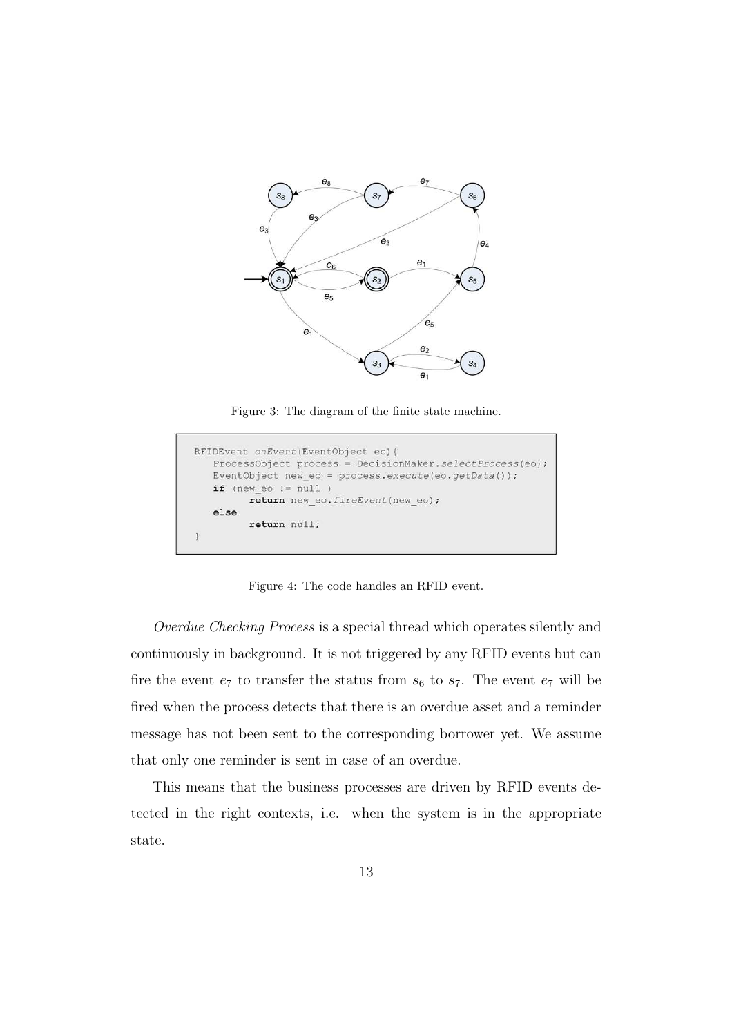Figure 3: The diagram of the finite state machine.

```
RFIDEvent onEvent(EventObject eo){
    ProcessObject process = DecisionMaker.selectProcess(eo);
    EventObject new_eo = process.execute(eo.getData());
    if (new_eo != null )
          return new_eo.fireEvent(new_eo);
    else
          return null;
}
```

Figure 4: The code handles an RFID event.

*Overdue Checking Process* is a special thread which operates silently and continuously in background. It is not triggered by any RFID events but can fire the event $e_7$ to transfer the status from $s_6$ to $s_7$. The event $e_7$ will be fired when the process detects that there is an overdue asset and a reminder message has not been sent to the corresponding borrower yet. We assume that only one reminder is sent in case of an overdue.

This means that the business processes are driven by RFID events detected in the right contexts, i.e. when the system is in the appropriate state.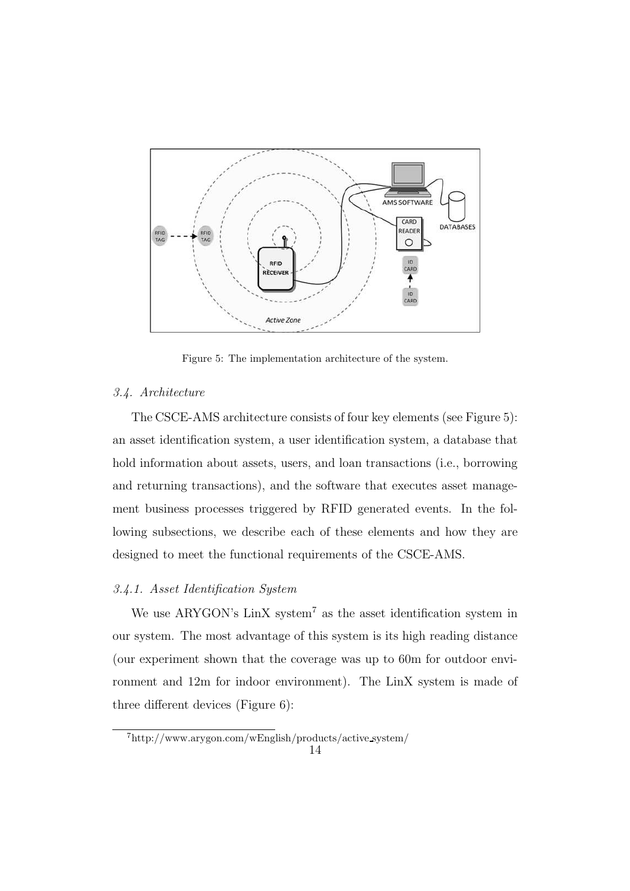Figure 5: The implementation architecture of the system.

### *3.4. Architecture*

The CSCE-AMS architecture consists of four key elements (see Figure 5): an asset identification system, a user identification system, a database that hold information about assets, users, and loan transactions (i.e., borrowing and returning transactions), and the software that executes asset management business processes triggered by RFID generated events. In the following subsections, we describe each of these elements and how they are designed to meet the functional requirements of the CSCE-AMS.

#### *3.4.1. Asset Identification System*

We use ARYGON's LinX system[7] as the asset identification system in our system. The most advantage of this system is its high reading distance (our experiment shown that the coverage was up to 60m for outdoor environment and 12m for indoor environment). The LinX system is made of three different devices (Figure 6):

[7]http://www.arygon.com/wEnglish/products/active_system/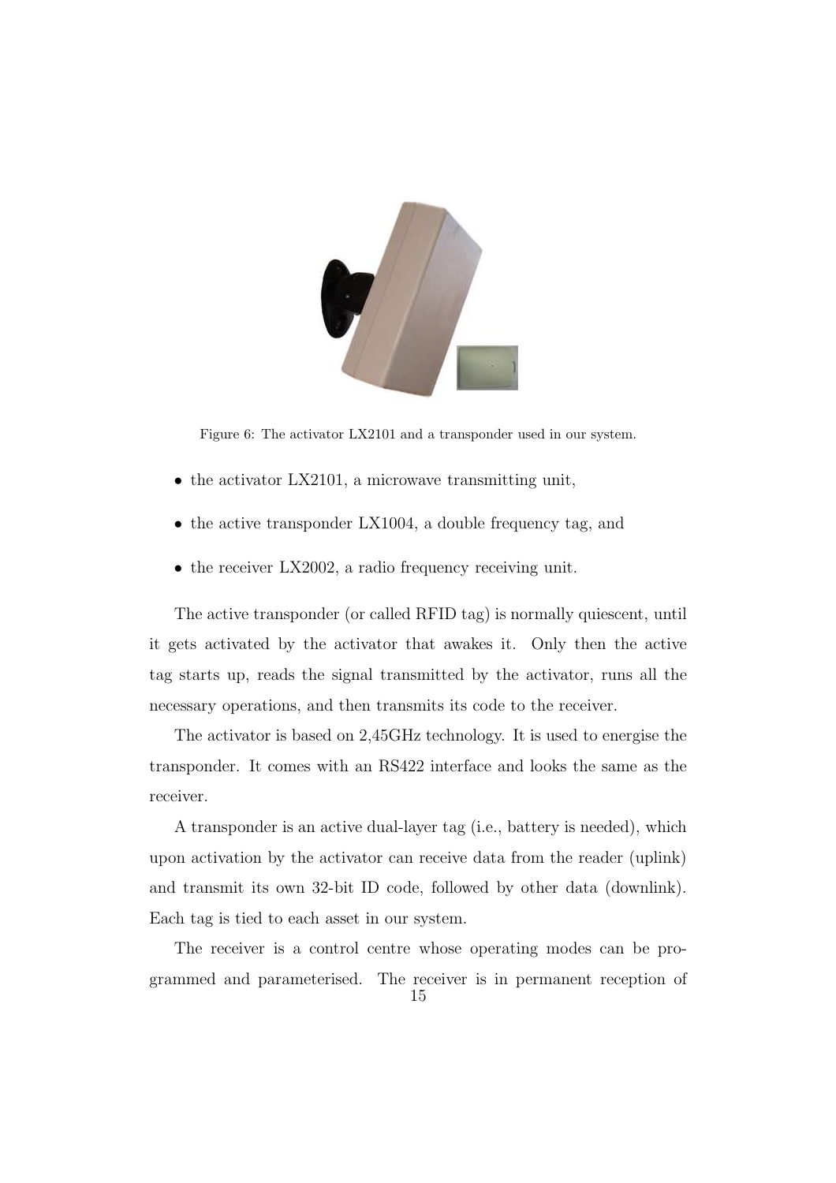Figure 6: The activator LX2101 and a transponder used in our system.

- the activator LX2101, a microwave transmitting unit,
- the active transponder LX1004, a double frequency tag, and
- the receiver LX2002, a radio frequency receiving unit.

The active transponder (or called RFID tag) is normally quiescent, until it gets activated by the activator that awakes it. Only then the active tag starts up, reads the signal transmitted by the activator, runs all the necessary operations, and then transmits its code to the receiver.

The activator is based on 2,45GHz technology. It is used to energise the transponder. It comes with an RS422 interface and looks the same as the receiver.

A transponder is an active dual-layer tag (i.e., battery is needed), which upon activation by the activator can receive data from the reader (uplink) and transmit its own 32-bit ID code, followed by other data (downlink). Each tag is tied to each asset in our system.

The receiver is a control centre whose operating modes can be programmed and parameterised. The receiver is in permanent reception of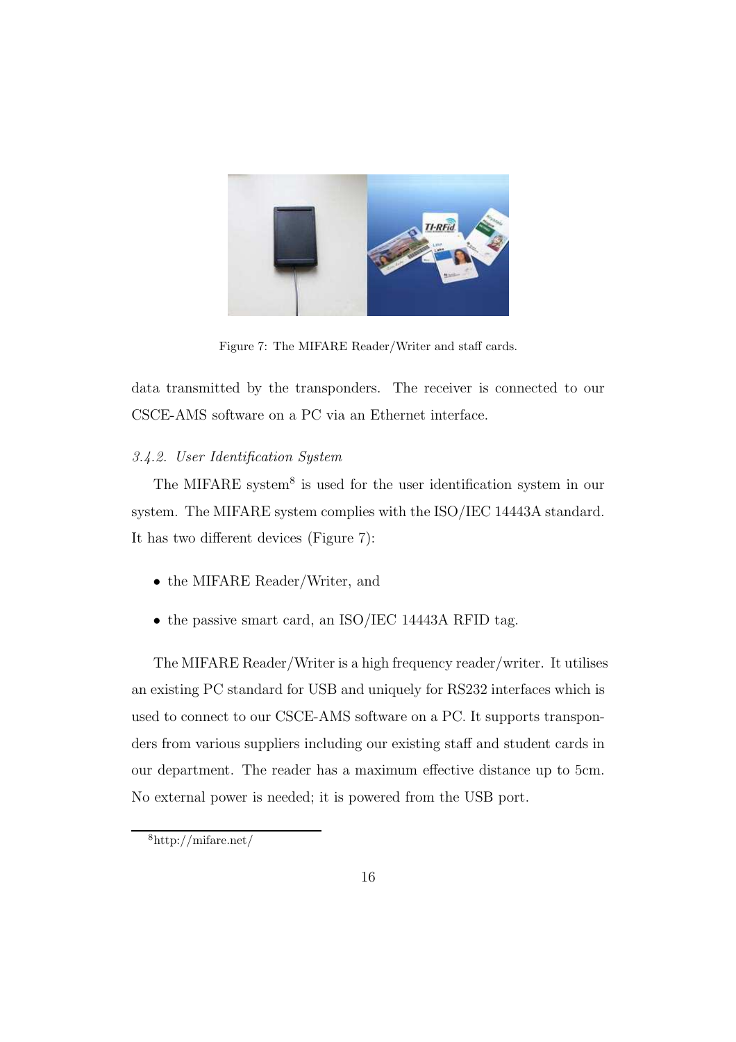Figure 7: The MIFARE Reader/Writer and staff cards.

data transmitted by the transponders. The receiver is connected to our CSCE-AMS software on a PC via an Ethernet interface.

### *3.4.2. User Identification System*

The MIFARE system[8] is used for the user identification system in our system. The MIFARE system complies with the ISO/IEC 14443A standard. It has two different devices (Figure 7):

- the MIFARE Reader/Writer, and
- the passive smart card, an ISO/IEC 14443A RFID tag.

The MIFARE Reader/Writer is a high frequency reader/writer. It utilises an existing PC standard for USB and uniquely for RS232 interfaces which is used to connect to our CSCE-AMS software on a PC. It supports transponders from various suppliers including our existing staff and student cards in our department. The reader has a maximum effective distance up to 5cm. No external power is needed; it is powered from the USB port.

[8] http://mifare.net/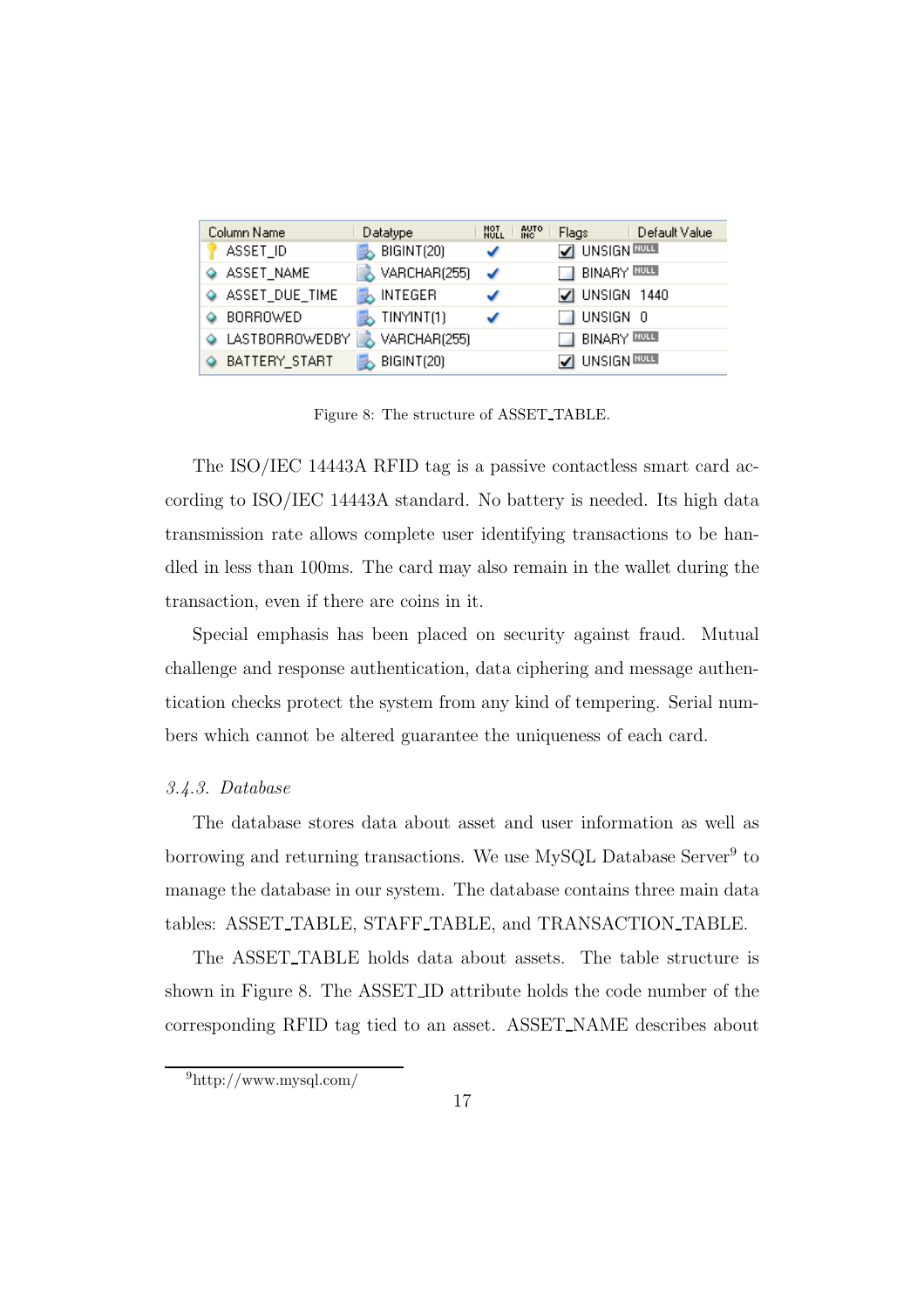| Column Name | Datatype | NOT NULL | AUTO INC | Flags | Default Value |
|---|---|---|---|---|---|
| ASSET_ID | BIGINT(20) | ✔ | | ☑ UNSIGN | NULL |
| ASSET_NAME | VARCHAR(255) | ✔ | | ☐ BINARY | NULL |
| ASSET_DUE_TIME | INTEGER | ✔ | | ☑ UNSIGN | 1440 |
| BORROWED | TINYINT(1) | ✔ | | ☐ UNSIGN | 0 |
| LASTBORROWEDBY | VARCHAR(255) | | | ☐ BINARY | NULL |
| BATTERY_START | BIGINT(20) | | | ☑ UNSIGN | NULL |

Figure 8: The structure of ASSET_TABLE.

The ISO/IEC 14443A RFID tag is a passive contactless smart card according to ISO/IEC 14443A standard. No battery is needed. Its high data transmission rate allows complete user identifying transactions to be handled in less than 100ms. The card may also remain in the wallet during the transaction, even if there are coins in it.

Special emphasis has been placed on security against fraud. Mutual challenge and response authentication, data ciphering and message authentication checks protect the system from any kind of tempering. Serial numbers which cannot be altered guarantee the uniqueness of each card.

### *3.4.3. Database*

The database stores data about asset and user information as well as borrowing and returning transactions. We use MySQL Database Server[9] to manage the database in our system. The database contains three main data tables: ASSET_TABLE, STAFF_TABLE, and TRANSACTION_TABLE.

The ASSET_TABLE holds data about assets. The table structure is shown in Figure 8. The ASSET_ID attribute holds the code number of the corresponding RFID tag tied to an asset. ASSET_NAME describes about

[9] http://www.mysql.com/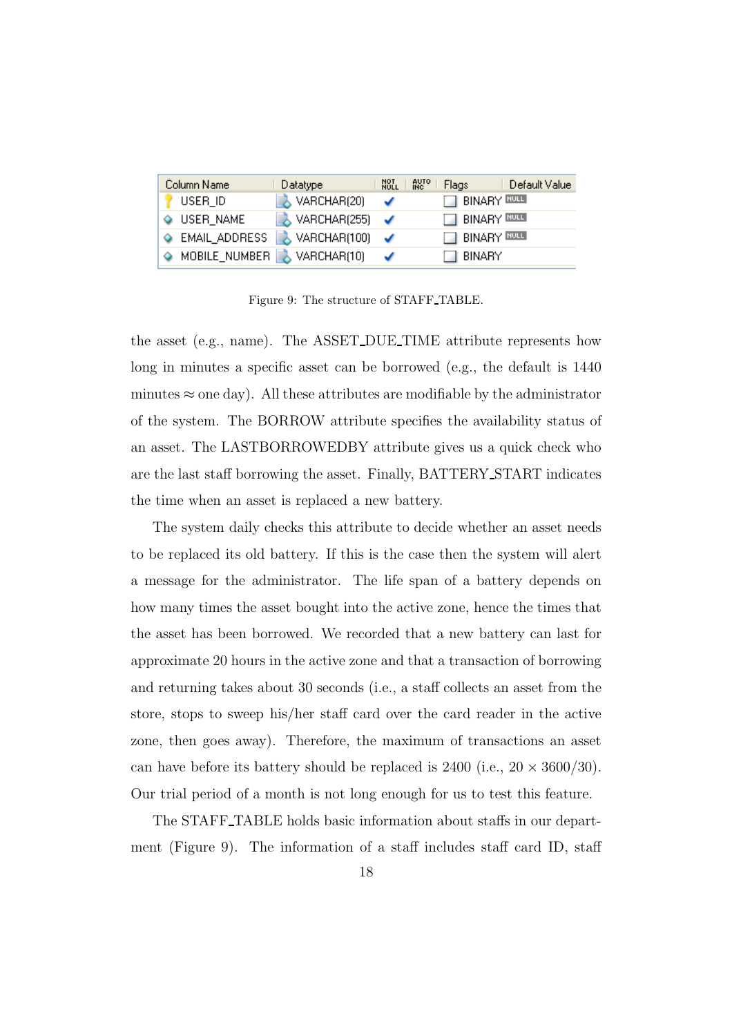| Column Name | Datatype | NOT NULL | AUTO INC | Flags | Default Value |
| --- | --- | --- | --- | --- | --- |
| USER_ID | VARCHAR(20) | ✔ | | ☐ BINARY | NULL |
| USER_NAME | VARCHAR(255) | ✔ | | ☐ BINARY | NULL |
| EMAIL_ADDRESS | VARCHAR(100) | ✔ | | ☐ BINARY | NULL |
| MOBILE_NUMBER | VARCHAR(10) | ✔ | | ☐ BINARY | |

Figure 9: The structure of STAFF_TABLE.

the asset (e.g., name). The ASSET_DUE_TIME attribute represents how long in minutes a specific asset can be borrowed (e.g., the default is 1440 minutes $\approx$ one day). All these attributes are modifiable by the administrator of the system. The BORROW attribute specifies the availability status of an asset. The LASTBORROWEDBY attribute gives us a quick check who are the last staff borrowing the asset. Finally, BATTERY_START indicates the time when an asset is replaced a new battery.

The system daily checks this attribute to decide whether an asset needs to be replaced its old battery. If this is the case then the system will alert a message for the administrator. The life span of a battery depends on how many times the asset bought into the active zone, hence the times that the asset has been borrowed. We recorded that a new battery can last for approximate 20 hours in the active zone and that a transaction of borrowing and returning takes about 30 seconds (i.e., a staff collects an asset from the store, stops to sweep his/her staff card over the card reader in the active zone, then goes away). Therefore, the maximum of transactions an asset can have before its battery should be replaced is 2400 (i.e., $20 \times 3600/30$). Our trial period of a month is not long enough for us to test this feature.

The STAFF_TABLE holds basic information about staffs in our department (Figure 9). The information of a staff includes staff card ID, staff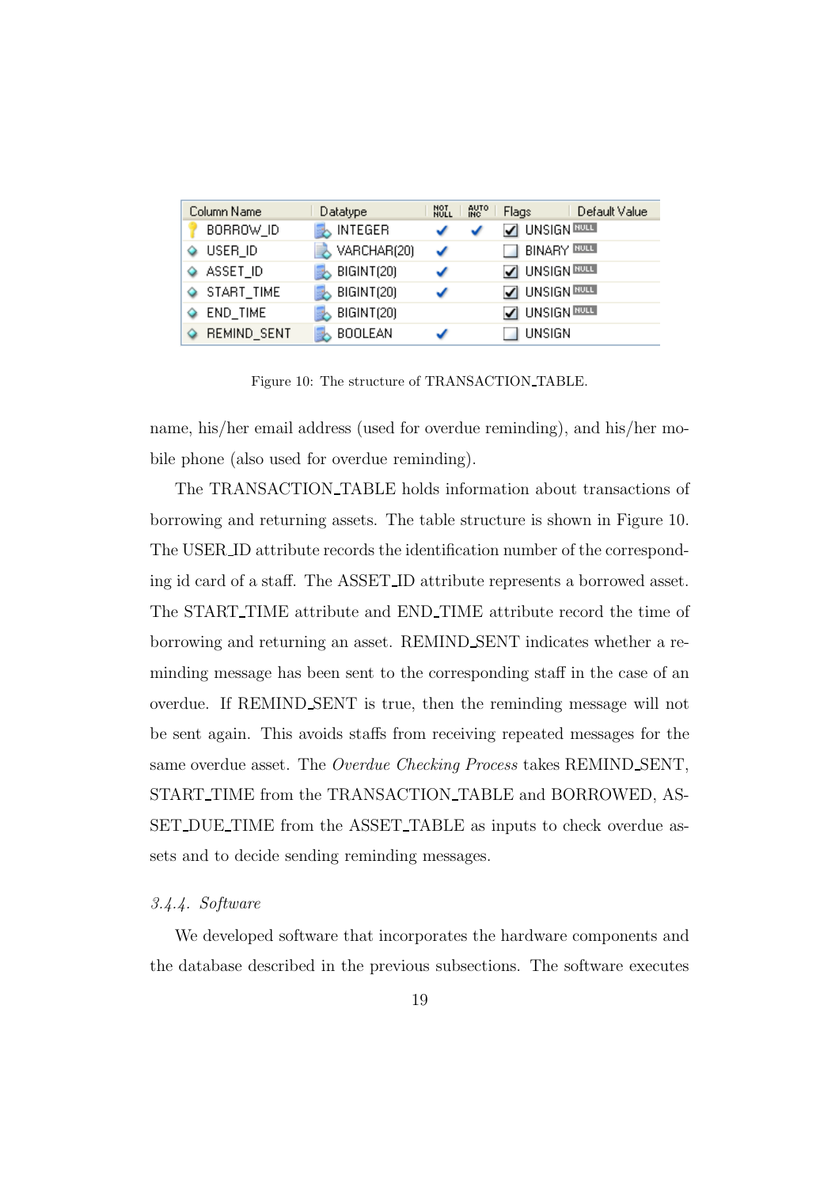| Column Name | Datatype | NOT NULL | AUTO INC | Flags | Default Value |
|---|---|---|---|---|---|
| BORROW_ID | INTEGER | ✔ | ✔ | ☑ UNSIGN | NULL |
| USER_ID | VARCHAR(20) | ✔ | | ☐ BINARY | NULL |
| ASSET_ID | BIGINT(20) | ✔ | | ☑ UNSIGN | NULL |
| START_TIME | BIGINT(20) | ✔ | | ☑ UNSIGN | NULL |
| END_TIME | BIGINT(20) | | | ☑ UNSIGN | NULL |
| REMIND_SENT | BOOLEAN | ✔ | | ☐ UNSIGN | |

Figure 10: The structure of TRANSACTION_TABLE.

name, his/her email address (used for overdue reminding), and his/her mobile phone (also used for overdue reminding).

The TRANSACTION_TABLE holds information about transactions of borrowing and returning assets. The table structure is shown in Figure 10. The USER_ID attribute records the identification number of the corresponding id card of a staff. The ASSET_ID attribute represents a borrowed asset. The START_TIME attribute and END_TIME attribute record the time of borrowing and returning an asset. REMIND_SENT indicates whether a reminding message has been sent to the corresponding staff in the case of an overdue. If REMIND_SENT is true, then the reminding message will not be sent again. This avoids staffs from receiving repeated messages for the same overdue asset. The *Overdue Checking Process* takes REMIND_SENT, START_TIME from the TRANSACTION_TABLE and BORROWED, ASSET_DUE_TIME from the ASSET_TABLE as inputs to check overdue assets and to decide sending reminding messages.

### *3.4.4. Software*

We developed software that incorporates the hardware components and the database described in the previous subsections. The software executes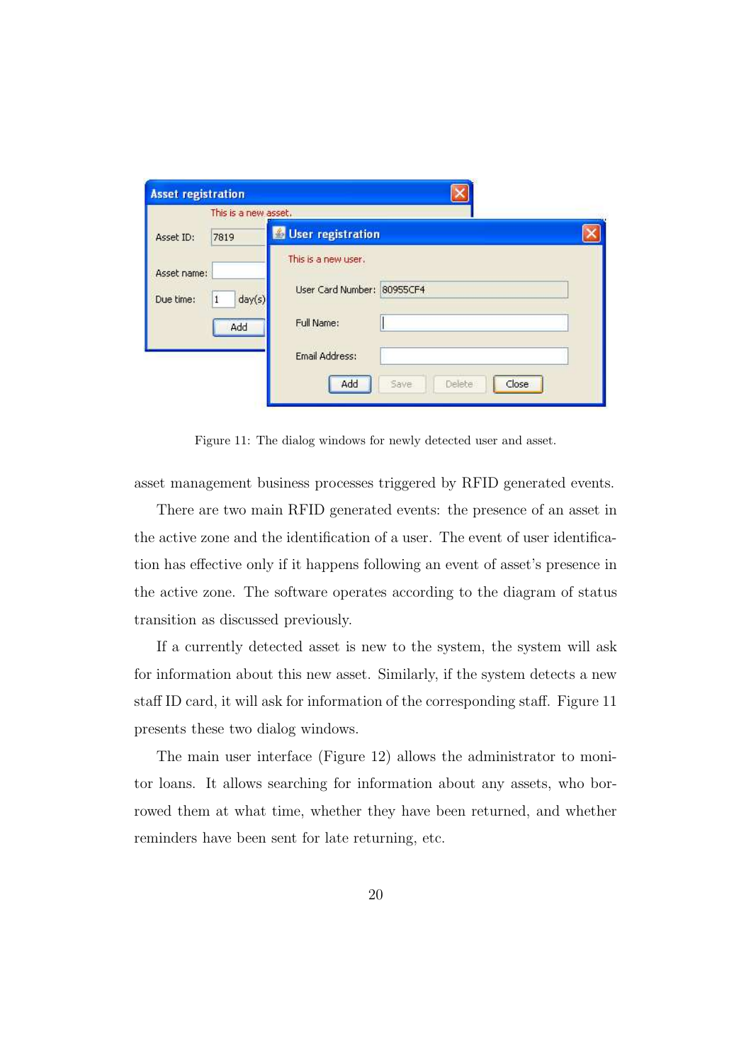Figure 11: The dialog windows for newly detected user and asset.

asset management business processes triggered by RFID generated events.

There are two main RFID generated events: the presence of an asset in the active zone and the identification of a user. The event of user identification has effective only if it happens following an event of asset's presence in the active zone. The software operates according to the diagram of status transition as discussed previously.

If a currently detected asset is new to the system, the system will ask for information about this new asset. Similarly, if the system detects a new staff ID card, it will ask for information of the corresponding staff. Figure 11 presents these two dialog windows.

The main user interface (Figure 12) allows the administrator to monitor loans. It allows searching for information about any assets, who borrowed them at what time, whether they have been returned, and whether reminders have been sent for late returning, etc.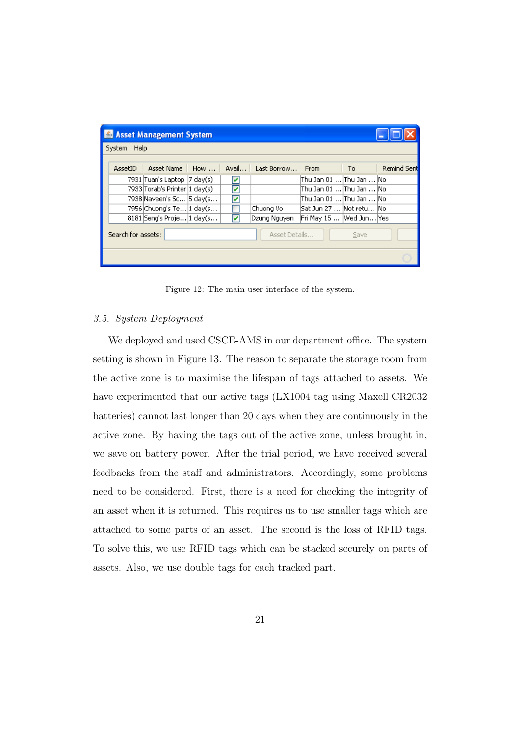Figure 12: The main user interface of the system.

*3.5. System Deployment*

We deployed and used CSCE-AMS in our department office. The system setting is shown in Figure 13. The reason to separate the storage room from the active zone is to maximise the lifespan of tags attached to assets. We have experimented that our active tags (LX1004 tag using Maxell CR2032 batteries) cannot last longer than 20 days when they are continuously in the active zone. By having the tags out of the active zone, unless brought in, we save on battery power. After the trial period, we have received several feedbacks from the staff and administrators. Accordingly, some problems need to be considered. First, there is a need for checking the integrity of an asset when it is returned. This requires us to use smaller tags which are attached to some parts of an asset. The second is the loss of RFID tags. To solve this, we use RFID tags which can be stacked securely on parts of assets. Also, we use double tags for each tracked part.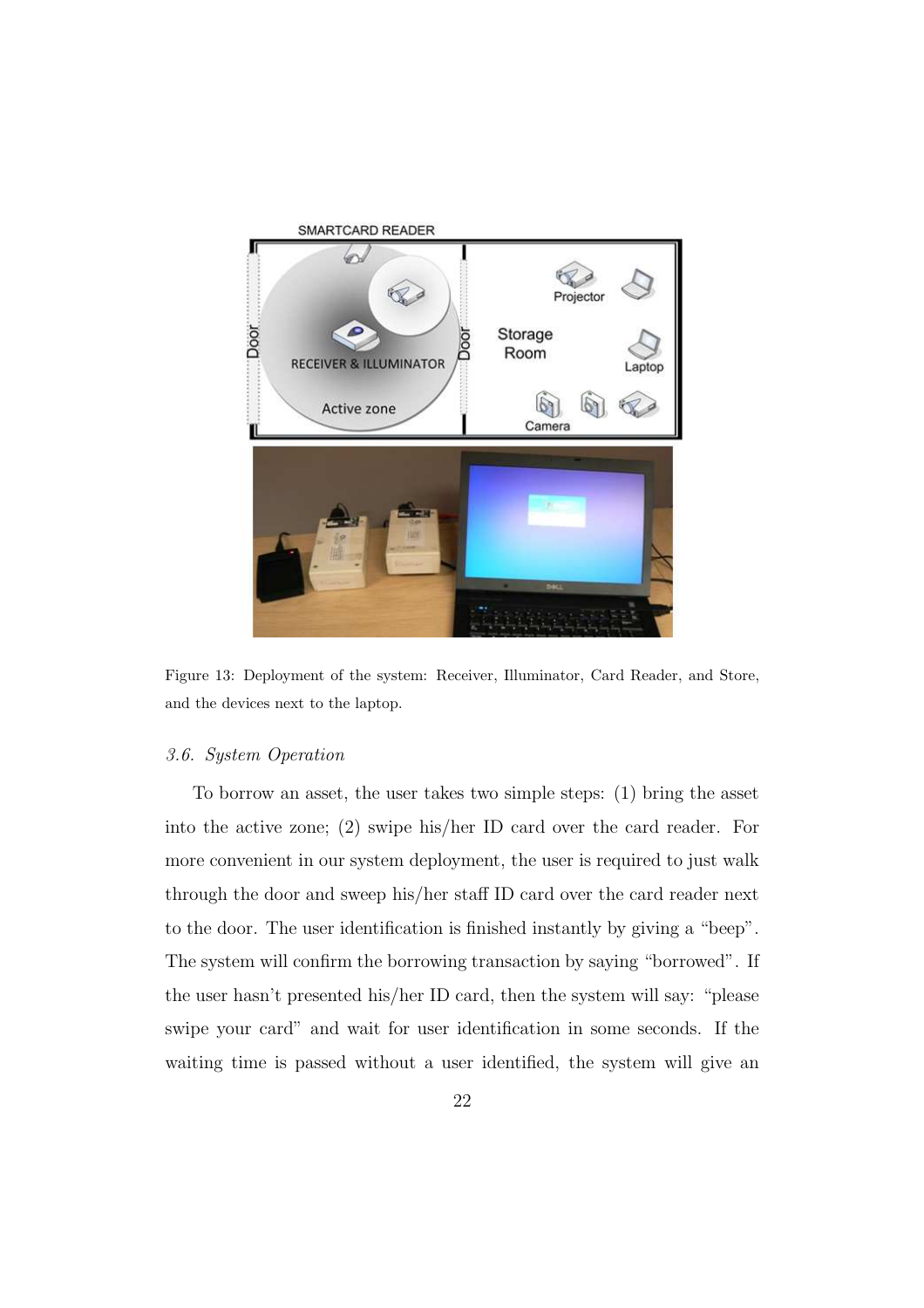Figure 13: Deployment of the system: Receiver, Illuminator, Card Reader, and Store, and the devices next to the laptop.

### 3.6. System Operation

To borrow an asset, the user takes two simple steps: (1) bring the asset into the active zone; (2) swipe his/her ID card over the card reader. For more convenient in our system deployment, the user is required to just walk through the door and sweep his/her staff ID card over the card reader next to the door. The user identification is finished instantly by giving a "beep". The system will confirm the borrowing transaction by saying "borrowed". If the user hasn't presented his/her ID card, then the system will say: "please swipe your card" and wait for user identification in some seconds. If the waiting time is passed without a user identified, the system will give an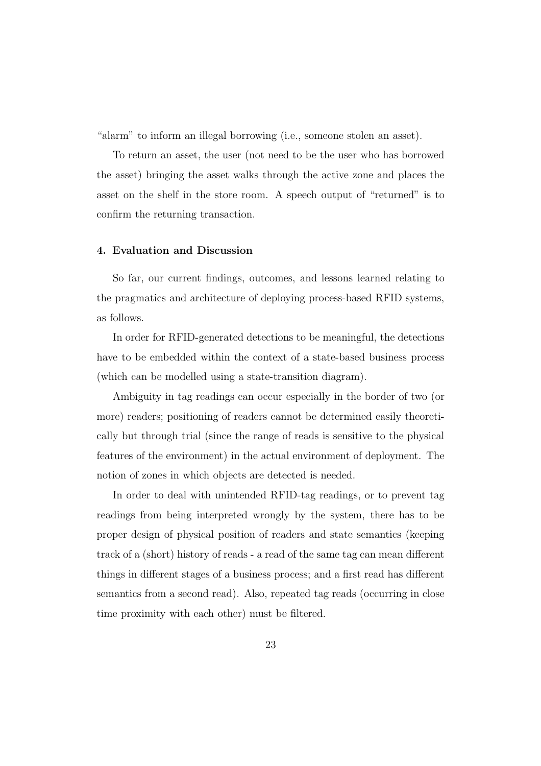"alarm" to inform an illegal borrowing (i.e., someone stolen an asset).

To return an asset, the user (not need to be the user who has borrowed the asset) bringing the asset walks through the active zone and places the asset on the shelf in the store room. A speech output of "returned" is to confirm the returning transaction.

#### 4. Evaluation and Discussion

So far, our current findings, outcomes, and lessons learned relating to the pragmatics and architecture of deploying process-based RFID systems, as follows.

In order for RFID-generated detections to be meaningful, the detections have to be embedded within the context of a state-based business process (which can be modelled using a state-transition diagram).

Ambiguity in tag readings can occur especially in the border of two (or more) readers; positioning of readers cannot be determined easily theoretically but through trial (since the range of reads is sensitive to the physical features of the environment) in the actual environment of deployment. The notion of zones in which objects are detected is needed.

In order to deal with unintended RFID-tag readings, or to prevent tag readings from being interpreted wrongly by the system, there has to be proper design of physical position of readers and state semantics (keeping track of a (short) history of reads - a read of the same tag can mean different things in different stages of a business process; and a first read has different semantics from a second read). Also, repeated tag reads (occurring in close time proximity with each other) must be filtered.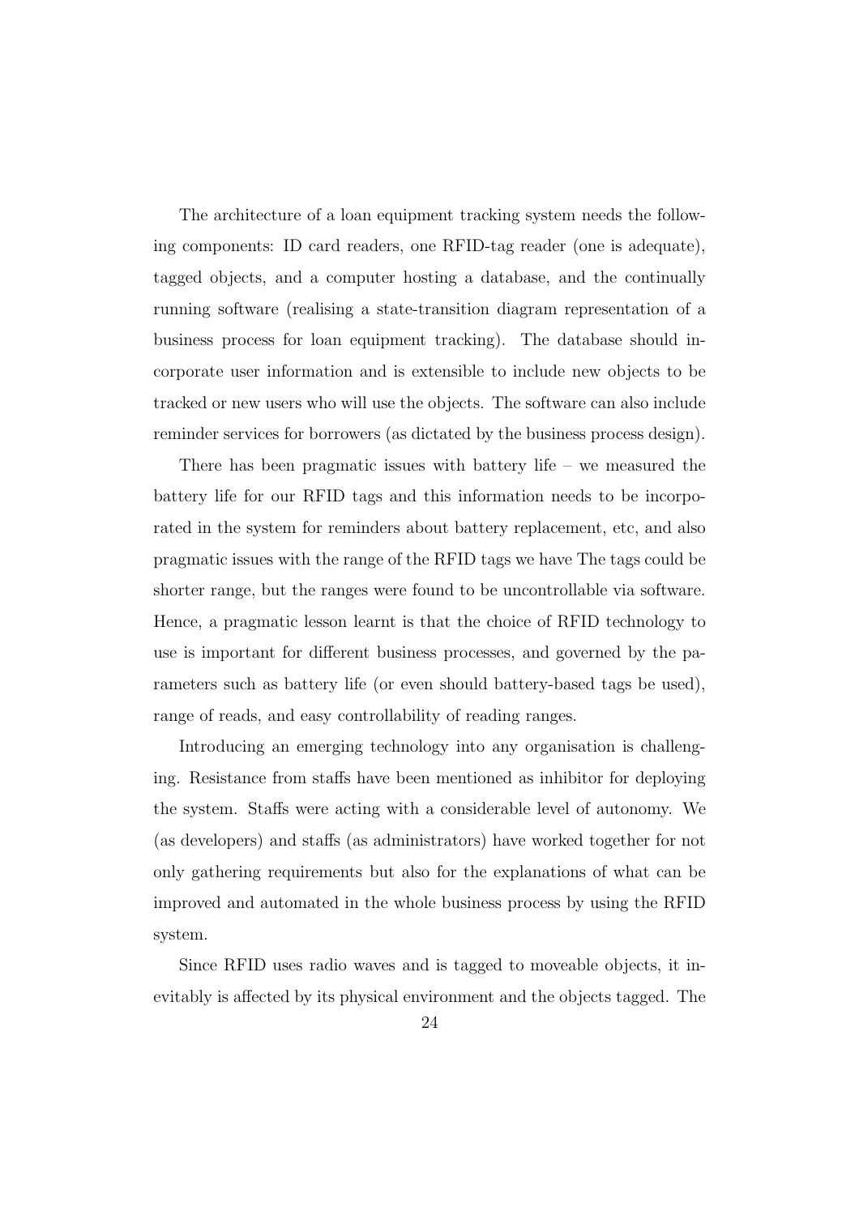The architecture of a loan equipment tracking system needs the following components: ID card readers, one RFID-tag reader (one is adequate), tagged objects, and a computer hosting a database, and the continually running software (realising a state-transition diagram representation of a business process for loan equipment tracking). The database should incorporate user information and is extensible to include new objects to be tracked or new users who will use the objects. The software can also include reminder services for borrowers (as dictated by the business process design).

There has been pragmatic issues with battery life – we measured the battery life for our RFID tags and this information needs to be incorporated in the system for reminders about battery replacement, etc, and also pragmatic issues with the range of the RFID tags we have The tags could be shorter range, but the ranges were found to be uncontrollable via software. Hence, a pragmatic lesson learnt is that the choice of RFID technology to use is important for different business processes, and governed by the parameters such as battery life (or even should battery-based tags be used), range of reads, and easy controllability of reading ranges.

Introducing an emerging technology into any organisation is challenging. Resistance from staffs have been mentioned as inhibitor for deploying the system. Staffs were acting with a considerable level of autonomy. We (as developers) and staffs (as administrators) have worked together for not only gathering requirements but also for the explanations of what can be improved and automated in the whole business process by using the RFID system.

Since RFID uses radio waves and is tagged to moveable objects, it inevitably is affected by its physical environment and the objects tagged. The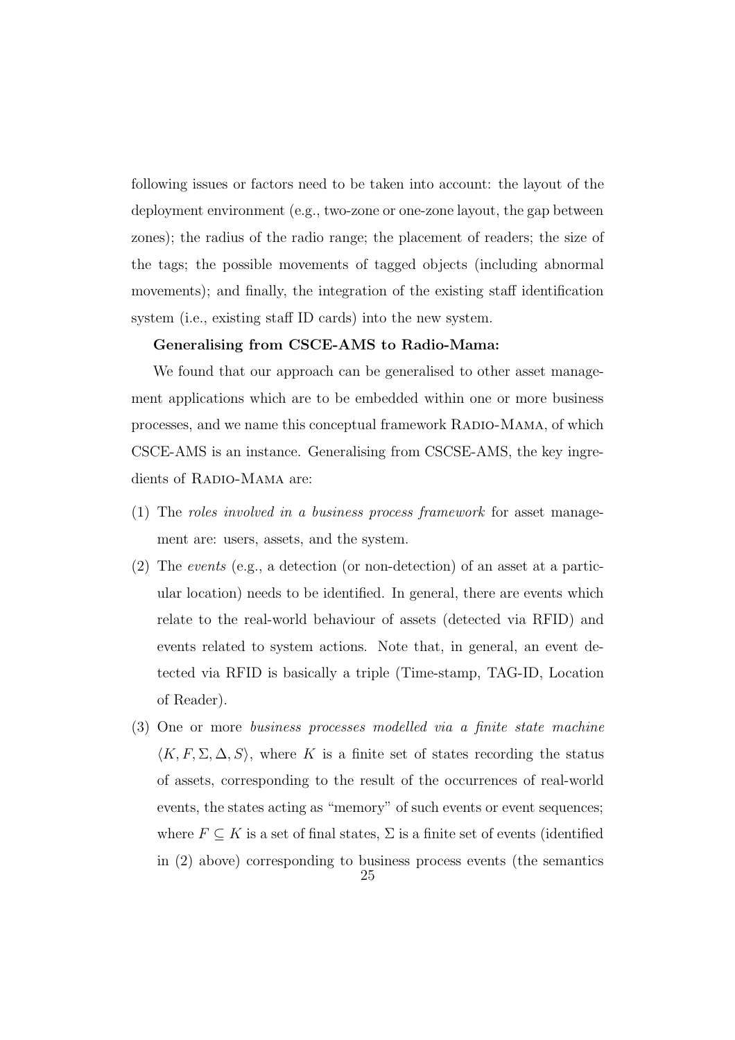following issues or factors need to be taken into account: the layout of the deployment environment (e.g., two-zone or one-zone layout, the gap between zones); the radius of the radio range; the placement of readers; the size of the tags; the possible movements of tagged objects (including abnormal movements); and finally, the integration of the existing staff identification system (i.e., existing staff ID cards) into the new system.

**Generalising from CSCE-AMS to Radio-Mama:**

We found that our approach can be generalised to other asset management applications which are to be embedded within one or more business processes, and we name this conceptual framework Radio-Mama, of which CSCE-AMS is an instance. Generalising from CSCSE-AMS, the key ingredients of Radio-Mama are:

(1) The *roles involved in a business process framework* for asset management are: users, assets, and the system.

(2) The *events* (e.g., a detection (or non-detection) of an asset at a particular location) needs to be identified. In general, there are events which relate to the real-world behaviour of assets (detected via RFID) and events related to system actions. Note that, in general, an event detected via RFID is basically a triple (Time-stamp, TAG-ID, Location of Reader).

(3) One or more *business processes modelled via a finite state machine* $\langle K, F, \Sigma, \Delta, S \rangle$, where $K$ is a finite set of states recording the status of assets, corresponding to the result of the occurrences of real-world events, the states acting as "memory" of such events or event sequences; where $F \subseteq K$ is a set of final states, $\Sigma$ is a finite set of events (identified in (2) above) corresponding to business process events (the semantics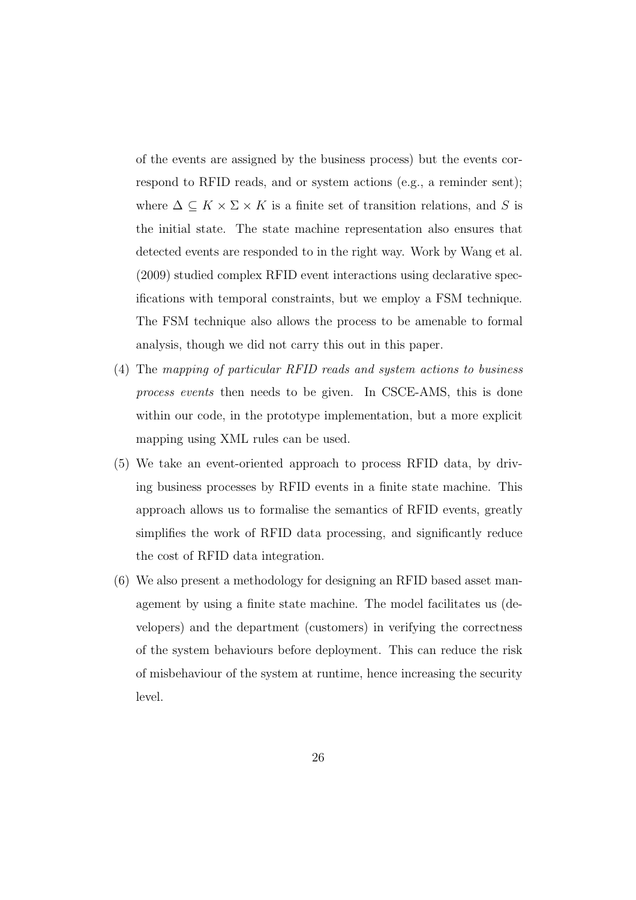of the events are assigned by the business process) but the events correspond to RFID reads, and or system actions (e.g., a reminder sent); where $\Delta \subseteq K \times \Sigma \times K$ is a finite set of transition relations, and $S$ is the initial state. The state machine representation also ensures that detected events are responded to in the right way. Work by Wang et al. (2009) studied complex RFID event interactions using declarative specifications with temporal constraints, but we employ a FSM technique. The FSM technique also allows the process to be amenable to formal analysis, though we did not carry this out in this paper.

(4) The *mapping of particular RFID reads and system actions to business process events* then needs to be given. In CSCE-AMS, this is done within our code, in the prototype implementation, but a more explicit mapping using XML rules can be used.

(5) We take an event-oriented approach to process RFID data, by driving business processes by RFID events in a finite state machine. This approach allows us to formalise the semantics of RFID events, greatly simplifies the work of RFID data processing, and significantly reduce the cost of RFID data integration.

(6) We also present a methodology for designing an RFID based asset management by using a finite state machine. The model facilitates us (developers) and the department (customers) in verifying the correctness of the system behaviours before deployment. This can reduce the risk of misbehaviour of the system at runtime, hence increasing the security level.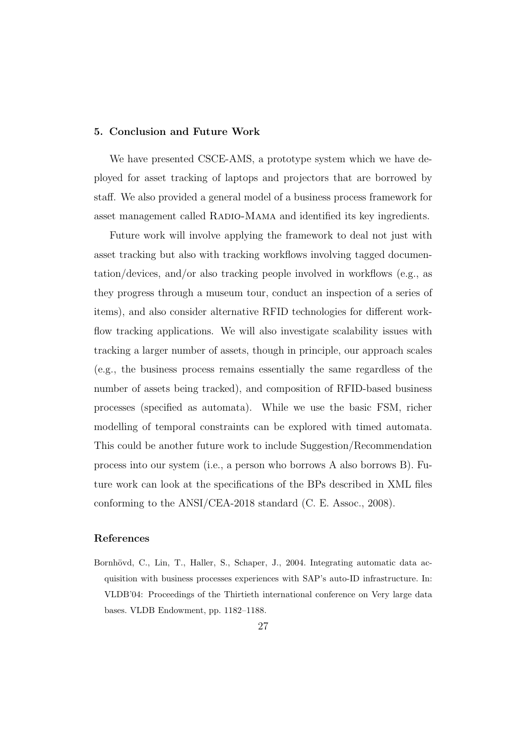## 5. Conclusion and Future Work

We have presented CSCE-AMS, a prototype system which we have deployed for asset tracking of laptops and projectors that are borrowed by staff. We also provided a general model of a business process framework for asset management called RADIO-MAMA and identified its key ingredients.

Future work will involve applying the framework to deal not just with asset tracking but also with tracking workflows involving tagged documentation/devices, and/or also tracking people involved in workflows (e.g., as they progress through a museum tour, conduct an inspection of a series of items), and also consider alternative RFID technologies for different workflow tracking applications. We will also investigate scalability issues with tracking a larger number of assets, though in principle, our approach scales (e.g., the business process remains essentially the same regardless of the number of assets being tracked), and composition of RFID-based business processes (specified as automata). While we use the basic FSM, richer modelling of temporal constraints can be explored with timed automata. This could be another future work to include Suggestion/Recommendation process into our system (i.e., a person who borrows A also borrows B). Future work can look at the specifications of the BPs described in XML files conforming to the ANSI/CEA-2018 standard (C. E. Assoc., 2008).

## References

Bornhövd, C., Lin, T., Haller, S., Schaper, J., 2004. Integrating automatic data acquisition with business processes experiences with SAP's auto-ID infrastructure. In: VLDB'04: Proceedings of the Thirtieth international conference on Very large data bases. VLDB Endowment, pp. 1182–1188.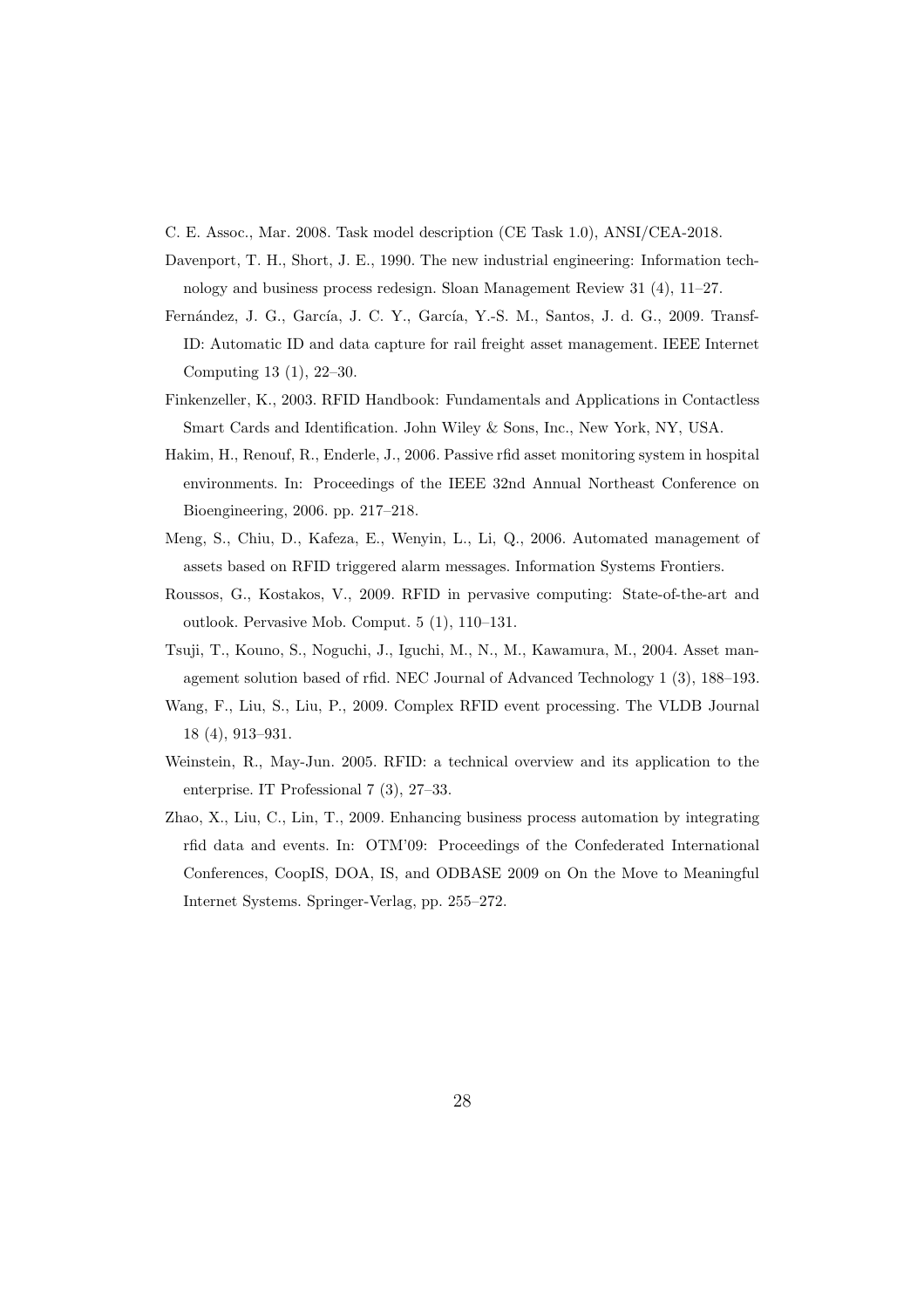C. E. Assoc., Mar. 2008. Task model description (CE Task 1.0), ANSI/CEA-2018.

Davenport, T. H., Short, J. E., 1990. The new industrial engineering: Information technology and business process redesign. Sloan Management Review 31 (4), 11–27.

Fernández, J. G., García, J. C. Y., García, Y.-S. M., Santos, J. d. G., 2009. Transf-ID: Automatic ID and data capture for rail freight asset management. IEEE Internet Computing 13 (1), 22–30.

Finkenzeller, K., 2003. RFID Handbook: Fundamentals and Applications in Contactless Smart Cards and Identification. John Wiley & Sons, Inc., New York, NY, USA.

Hakim, H., Renouf, R., Enderle, J., 2006. Passive rfid asset monitoring system in hospital environments. In: Proceedings of the IEEE 32nd Annual Northeast Conference on Bioengineering, 2006. pp. 217–218.

Meng, S., Chiu, D., Kafeza, E., Wenyin, L., Li, Q., 2006. Automated management of assets based on RFID triggered alarm messages. Information Systems Frontiers.

Roussos, G., Kostakos, V., 2009. RFID in pervasive computing: State-of-the-art and outlook. Pervasive Mob. Comput. 5 (1), 110–131.

Tsuji, T., Kouno, S., Noguchi, J., Iguchi, M., N., M., Kawamura, M., 2004. Asset management solution based of rfid. NEC Journal of Advanced Technology 1 (3), 188–193.

Wang, F., Liu, S., Liu, P., 2009. Complex RFID event processing. The VLDB Journal 18 (4), 913–931.

Weinstein, R., May-Jun. 2005. RFID: a technical overview and its application to the enterprise. IT Professional 7 (3), 27–33.

Zhao, X., Liu, C., Lin, T., 2009. Enhancing business process automation by integrating rfid data and events. In: OTM'09: Proceedings of the Confederated International Conferences, CoopIS, DOA, IS, and ODBASE 2009 on On the Move to Meaningful Internet Systems. Springer-Verlag, pp. 255–272.